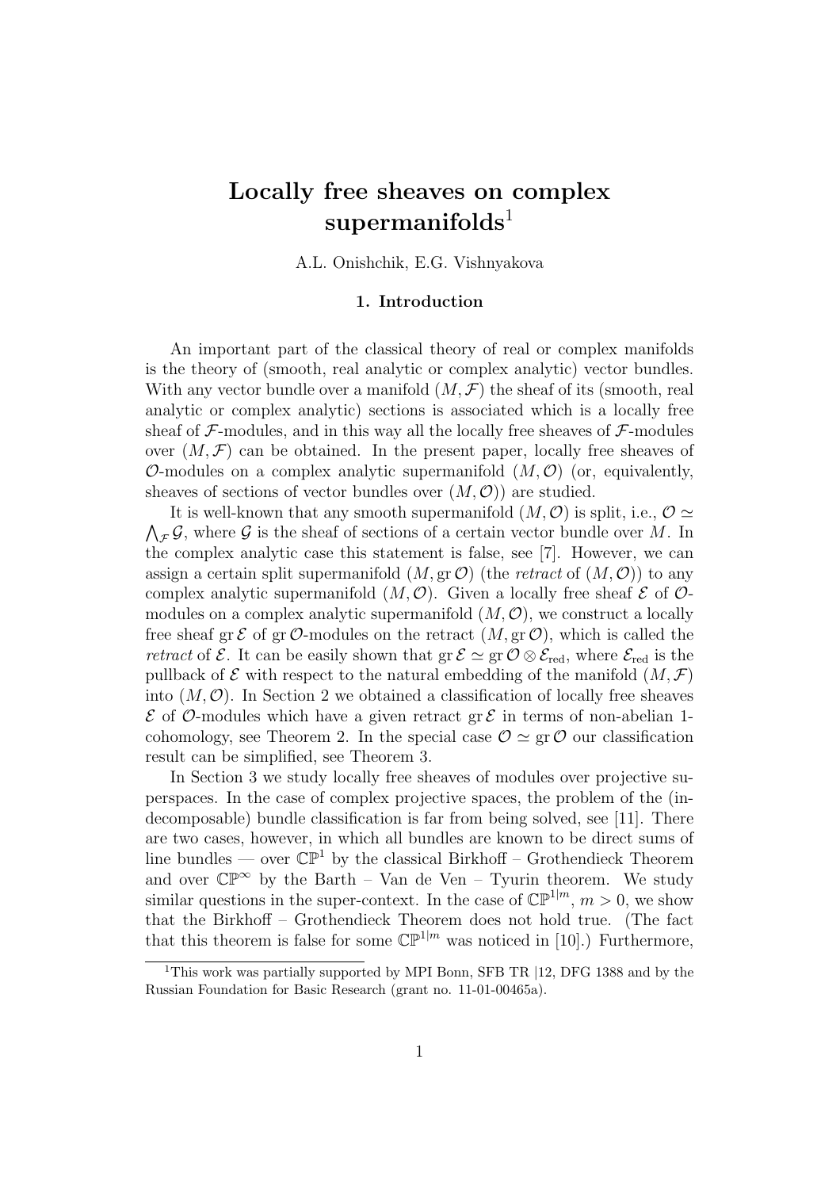# Locally free sheaves on complex supermanifolds[1]

A.L. Onishchik, E.G. Vishnyakova

## 1. Introduction

An important part of the classical theory of real or complex manifolds is the theory of (smooth, real analytic or complex analytic) vector bundles. With any vector bundle over a manifold $(M, \mathcal{F})$ the sheaf of its (smooth, real analytic or complex analytic) sections is associated which is a locally free sheaf of $\mathcal{F}$-modules, and in this way all the locally free sheaves of $\mathcal{F}$-modules over $(M, \mathcal{F})$ can be obtained. In the present paper, locally free sheaves of $\mathcal{O}$-modules on a complex analytic supermanifold $(M, \mathcal{O})$ (or, equivalently, sheaves of sections of vector bundles over $(M, \mathcal{O})$) are studied.

It is well-known that any smooth supermanifold $(M, \mathcal{O})$ is split, i.e., $\mathcal{O} \simeq \bigwedge_{\mathcal{F}} \mathcal{G}$, where $\mathcal{G}$ is the sheaf of sections of a certain vector bundle over $M$. In the complex analytic case this statement is false, see [7]. However, we can assign a certain split supermanifold $(M, \operatorname{gr} \mathcal{O})$ (the *retract* of $(M, \mathcal{O})$) to any complex analytic supermanifold $(M, \mathcal{O})$. Given a locally free sheaf $\mathcal{E}$ of $\mathcal{O}$-modules on a complex analytic supermanifold $(M, \mathcal{O})$, we construct a locally free sheaf $\operatorname{gr} \mathcal{E}$ of $\operatorname{gr} \mathcal{O}$-modules on the retract $(M, \operatorname{gr} \mathcal{O})$, which is called the *retract* of $\mathcal{E}$. It can be easily shown that $\operatorname{gr} \mathcal{E} \simeq \operatorname{gr} \mathcal{O} \otimes \mathcal{E}_{\mathrm{red}}$, where $\mathcal{E}_{\mathrm{red}}$ is the pullback of $\mathcal{E}$ with respect to the natural embedding of the manifold $(M, \mathcal{F})$ into $(M, \mathcal{O})$. In Section 2 we obtained a classification of locally free sheaves $\mathcal{E}$ of $\mathcal{O}$-modules which have a given retract $\operatorname{gr} \mathcal{E}$ in terms of non-abelian 1-cohomology, see Theorem 2. In the special case $\mathcal{O} \simeq \operatorname{gr} \mathcal{O}$ our classification result can be simplified, see Theorem 3.

In Section 3 we study locally free sheaves of modules over projective superspaces. In the case of complex projective spaces, the problem of the (indecomposable) bundle classification is far from being solved, see [11]. There are two cases, however, in which all bundles are known to be direct sums of line bundles — over $\mathbb{CP}^1$ by the classical Birkhoff – Grothendieck Theorem and over $\mathbb{CP}^\infty$ by the Barth – Van de Ven – Tyurin theorem. We study similar questions in the super-context. In the case of $\mathbb{CP}^{1|m}$, $m > 0$, we show that the Birkhoff – Grothendieck Theorem does not hold true. (The fact that this theorem is false for some $\mathbb{CP}^{1|m}$ was noticed in [10].) Furthermore,

[1] This work was partially supported by MPI Bonn, SFB TR |12, DFG 1388 and by the Russian Foundation for Basic Research (grant no. 11-01-00465a).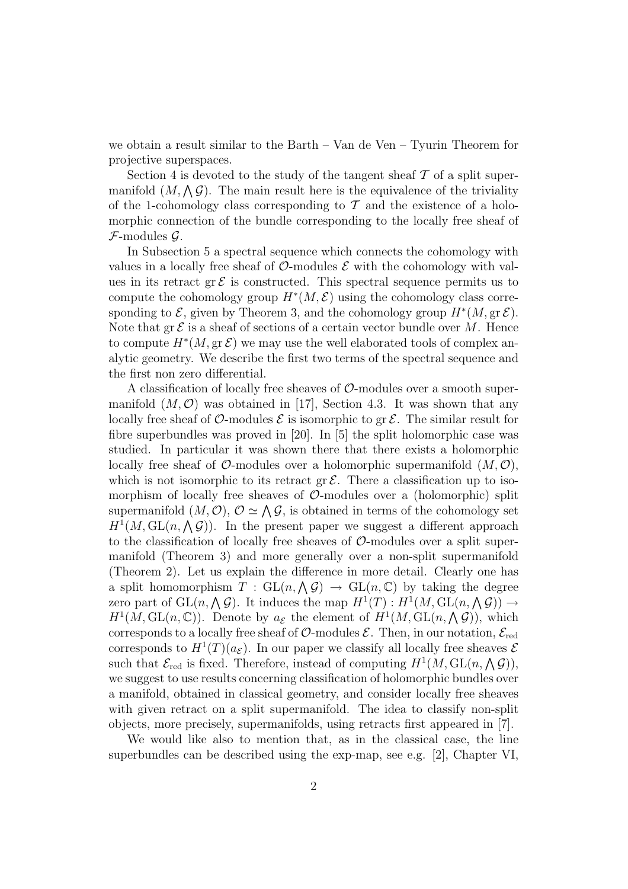we obtain a result similar to the Barth – Van de Ven – Tyurin Theorem for projective superspaces.

Section 4 is devoted to the study of the tangent sheaf $\mathcal{T}$ of a split supermanifold $(M, \bigwedge \mathcal{G})$. The main result here is the equivalence of the triviality of the 1-cohomology class corresponding to $\mathcal{T}$ and the existence of a holomorphic connection of the bundle corresponding to the locally free sheaf of $\mathcal{F}$-modules $\mathcal{G}$.

In Subsection 5 a spectral sequence which connects the cohomology with values in a locally free sheaf of $\mathcal{O}$-modules $\mathcal{E}$ with the cohomology with values in its retract $\operatorname{gr} \mathcal{E}$ is constructed. This spectral sequence permits us to compute the cohomology group $H^*(M, \mathcal{E})$ using the cohomology class corresponding to $\mathcal{E}$, given by Theorem 3, and the cohomology group $H^*(M, \operatorname{gr} \mathcal{E})$. Note that $\operatorname{gr} \mathcal{E}$ is a sheaf of sections of a certain vector bundle over $M$. Hence to compute $H^*(M, \operatorname{gr} \mathcal{E})$ we may use the well elaborated tools of complex analytic geometry. We describe the first two terms of the spectral sequence and the first non zero differential.

A classification of locally free sheaves of $\mathcal{O}$-modules over a smooth supermanifold $(M, \mathcal{O})$ was obtained in [17], Section 4.3. It was shown that any locally free sheaf of $\mathcal{O}$-modules $\mathcal{E}$ is isomorphic to $\operatorname{gr} \mathcal{E}$. The similar result for fibre superbundles was proved in [20]. In [5] the split holomorphic case was studied. In particular it was shown there that there exists a holomorphic locally free sheaf of $\mathcal{O}$-modules over a holomorphic supermanifold $(M, \mathcal{O})$, which is not isomorphic to its retract $\operatorname{gr} \mathcal{E}$. There a classification up to isomorphism of locally free sheaves of $\mathcal{O}$-modules over a (holomorphic) split supermanifold $(M, \mathcal{O})$, $\mathcal{O} \simeq \bigwedge \mathcal{G}$, is obtained in terms of the cohomology set $H^1(M, \mathrm{GL}(n, \bigwedge \mathcal{G}))$. In the present paper we suggest a different approach to the classification of locally free sheaves of $\mathcal{O}$-modules over a split supermanifold (Theorem 3) and more generally over a non-split supermanifold (Theorem 2). Let us explain the difference in more detail. Clearly one has a split homomorphism $T : \mathrm{GL}(n, \bigwedge \mathcal{G}) \to \mathrm{GL}(n, \mathbb{C})$ by taking the degree zero part of $\mathrm{GL}(n, \bigwedge \mathcal{G})$. It induces the map $H^1(T) : H^1(M, \mathrm{GL}(n, \bigwedge \mathcal{G})) \to H^1(M, \mathrm{GL}(n, \mathbb{C}))$. Denote by $a_{\mathcal{E}}$ the element of $H^1(M, \mathrm{GL}(n, \bigwedge \mathcal{G}))$, which corresponds to a locally free sheaf of $\mathcal{O}$-modules $\mathcal{E}$. Then, in our notation, $\mathcal{E}_{\mathrm{red}}$ corresponds to $H^1(T)(a_{\mathcal{E}})$. In our paper we classify all locally free sheaves $\mathcal{E}$ such that $\mathcal{E}_{\mathrm{red}}$ is fixed. Therefore, instead of computing $H^1(M, \mathrm{GL}(n, \bigwedge \mathcal{G}))$, we suggest to use results concerning classification of holomorphic bundles over a manifold, obtained in classical geometry, and consider locally free sheaves with given retract on a split supermanifold. The idea to classify non-split objects, more precisely, supermanifolds, using retracts first appeared in [7].

We would like also to mention that, as in the classical case, the line superbundles can be described using the exp-map, see e.g. [2], Chapter VI,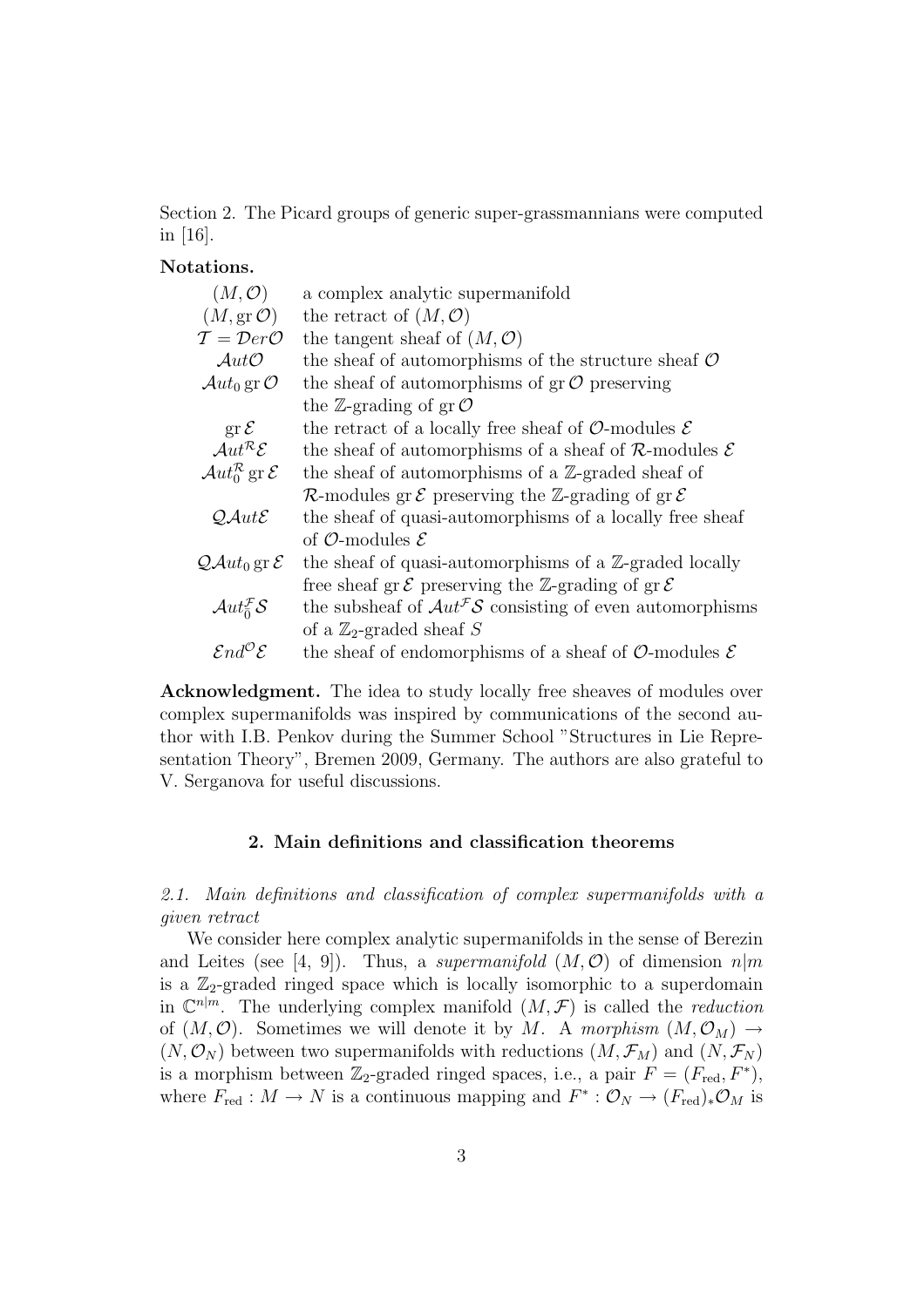Section 2. The Picard groups of generic super-grassmannians were computed in [16].

**Notations.**

| | |
|---|---|
| $(M,\mathcal{O})$ | a complex analytic supermanifold |
| $(M,\operatorname{gr}\mathcal{O})$ | the retract of $(M,\mathcal{O})$ |
| $\mathcal{T}=\mathcal{D}er\mathcal{O}$ | the tangent sheaf of $(M,\mathcal{O})$ |
| $\mathcal{A}ut\mathcal{O}$ | the sheaf of automorphisms of the structure sheaf $\mathcal{O}$ |
| $\mathcal{A}ut_0\operatorname{gr}\mathcal{O}$ | the sheaf of automorphisms of $\operatorname{gr}\mathcal{O}$ preserving the $\mathbb{Z}$-grading of $\operatorname{gr}\mathcal{O}$ |
| $\operatorname{gr}\mathcal{E}$ | the retract of a locally free sheaf of $\mathcal{O}$-modules $\mathcal{E}$ |
| $\mathcal{A}ut^{\mathcal{R}}\mathcal{E}$ | the sheaf of automorphisms of a sheaf of $\mathcal{R}$-modules $\mathcal{E}$ |
| $\mathcal{A}ut^{\mathcal{R}}_0\operatorname{gr}\mathcal{E}$ | the sheaf of automorphisms of a $\mathbb{Z}$-graded sheaf of $\mathcal{R}$-modules $\operatorname{gr}\mathcal{E}$ preserving the $\mathbb{Z}$-grading of $\operatorname{gr}\mathcal{E}$ |
| $\mathcal{QA}ut\mathcal{E}$ | the sheaf of quasi-automorphisms of a locally free sheaf of $\mathcal{O}$-modules $\mathcal{E}$ |
| $\mathcal{QA}ut_0\operatorname{gr}\mathcal{E}$ | the sheaf of quasi-automorphisms of a $\mathbb{Z}$-graded locally free sheaf $\operatorname{gr}\mathcal{E}$ preserving the $\mathbb{Z}$-grading of $\operatorname{gr}\mathcal{E}$ |
| $\mathcal{A}ut^{\mathcal{F}}_{\bar{0}}\mathcal{S}$ | the subsheaf of $\mathcal{A}ut^{\mathcal{F}}\mathcal{S}$ consisting of even automorphisms of a $\mathbb{Z}_2$-graded sheaf $S$ |
| $\mathcal{E}nd^{\mathcal{O}}\mathcal{E}$ | the sheaf of endomorphisms of a sheaf of $\mathcal{O}$-modules $\mathcal{E}$ |

**Acknowledgment.** The idea to study locally free sheaves of modules over complex supermanifolds was inspired by communications of the second author with I.B. Penkov during the Summer School "Structures in Lie Representation Theory", Bremen 2009, Germany. The authors are also grateful to V. Serganova for useful discussions.

## 2. Main definitions and classification theorems

*2.1. Main definitions and classification of complex supermanifolds with a given retract*

We consider here complex analytic supermanifolds in the sense of Berezin and Leites (see [4, 9]). Thus, a *supermanifold* $(M,\mathcal{O})$ of dimension $n|m$ is a $\mathbb{Z}_2$-graded ringed space which is locally isomorphic to a superdomain in $\mathbb{C}^{n|m}$. The underlying complex manifold $(M,\mathcal{F})$ is called the *reduction* of $(M,\mathcal{O})$. Sometimes we will denote it by $M$. A *morphism* $(M,\mathcal{O}_M)\to(N,\mathcal{O}_N)$ between two supermanifolds with reductions $(M,\mathcal{F}_M)$ and $(N,\mathcal{F}_N)$ is a morphism between $\mathbb{Z}_2$-graded ringed spaces, i.e., a pair $F=(F_{\mathrm{red}},F^*)$, where $F_{\mathrm{red}}:M\to N$ is a continuous mapping and $F^*:\mathcal{O}_N\to(F_{\mathrm{red}})_*\mathcal{O}_M$ is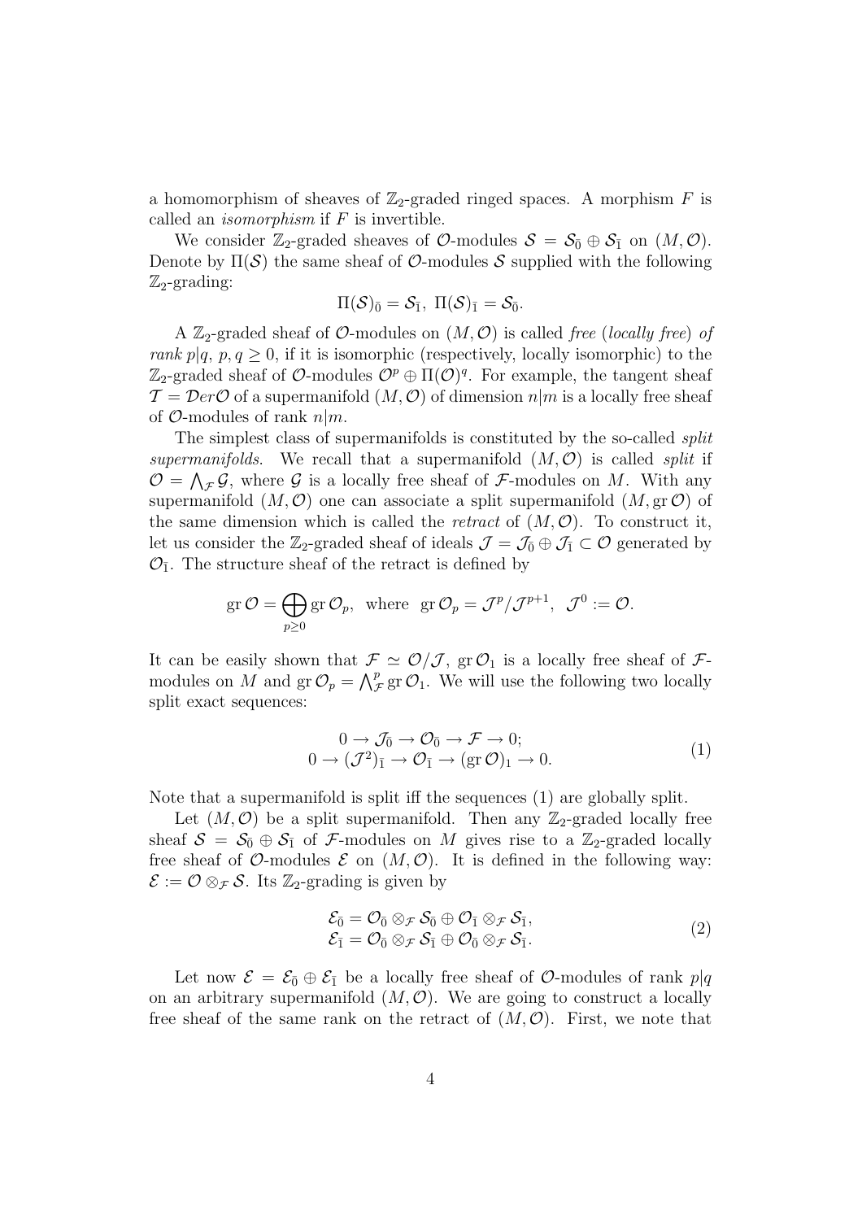a homomorphism of sheaves of $\mathbb{Z}_2$-graded ringed spaces. A morphism $F$ is called an *isomorphism* if $F$ is invertible.

We consider $\mathbb{Z}_2$-graded sheaves of $\mathcal{O}$-modules $\mathcal{S} = \mathcal{S}_{\bar{0}} \oplus \mathcal{S}_{\bar{1}}$ on $(M, \mathcal{O})$. Denote by $\Pi(\mathcal{S})$ the same sheaf of $\mathcal{O}$-modules $\mathcal{S}$ supplied with the following $\mathbb{Z}_2$-grading:

$$\Pi(\mathcal{S})_{\bar{0}} = \mathcal{S}_{\bar{1}}, \ \Pi(\mathcal{S})_{\bar{1}} = \mathcal{S}_{\bar{0}}.$$

A $\mathbb{Z}_2$-graded sheaf of $\mathcal{O}$-modules on $(M, \mathcal{O})$ is called *free* (*locally free*) *of rank* $p|q$, $p, q \geq 0$, if it is isomorphic (respectively, locally isomorphic) to the $\mathbb{Z}_2$-graded sheaf of $\mathcal{O}$-modules $\mathcal{O}^p \oplus \Pi(\mathcal{O})^q$. For example, the tangent sheaf $\mathcal{T} = \mathcal{D}er\mathcal{O}$ of a supermanifold $(M, \mathcal{O})$ of dimension $n|m$ is a locally free sheaf of $\mathcal{O}$-modules of rank $n|m$.

The simplest class of supermanifolds is constituted by the so-called *split supermanifolds*. We recall that a supermanifold $(M, \mathcal{O})$ is called *split* if $\mathcal{O} = \bigwedge_{\mathcal{F}} \mathcal{G}$, where $\mathcal{G}$ is a locally free sheaf of $\mathcal{F}$-modules on $M$. With any supermanifold $(M, \mathcal{O})$ one can associate a split supermanifold $(M, \operatorname{gr} \mathcal{O})$ of the same dimension which is called the *retract* of $(M, \mathcal{O})$. To construct it, let us consider the $\mathbb{Z}_2$-graded sheaf of ideals $\mathcal{J} = \mathcal{J}_{\bar{0}} \oplus \mathcal{J}_{\bar{1}} \subset \mathcal{O}$ generated by $\mathcal{O}_{\bar{1}}$. The structure sheaf of the retract is defined by

$$\operatorname{gr} \mathcal{O} = \bigoplus_{p \geq 0} \operatorname{gr} \mathcal{O}_p, \ \text{ where } \ \operatorname{gr} \mathcal{O}_p = \mathcal{J}^p / \mathcal{J}^{p+1}, \ \ \mathcal{J}^0 := \mathcal{O}.$$

It can be easily shown that $\mathcal{F} \simeq \mathcal{O}/\mathcal{J}$, $\operatorname{gr} \mathcal{O}_1$ is a locally free sheaf of $\mathcal{F}$-modules on $M$ and $\operatorname{gr} \mathcal{O}_p = \bigwedge_{\mathcal{F}}^p \operatorname{gr} \mathcal{O}_1$. We will use the following two locally split exact sequences:

$$\begin{aligned} 0 \to \mathcal{J}_{\bar{0}} \to \mathcal{O}_{\bar{0}} \to \mathcal{F} \to 0; \\ 0 \to (\mathcal{J}^2)_{\bar{1}} \to \mathcal{O}_{\bar{1}} \to (\operatorname{gr} \mathcal{O})_1 \to 0. \end{aligned} \tag{1}$$

Note that a supermanifold is split iff the sequences (1) are globally split.

Let $(M, \mathcal{O})$ be a split supermanifold. Then any $\mathbb{Z}_2$-graded locally free sheaf $\mathcal{S} = \mathcal{S}_{\bar{0}} \oplus \mathcal{S}_{\bar{1}}$ of $\mathcal{F}$-modules on $M$ gives rise to a $\mathbb{Z}_2$-graded locally free sheaf of $\mathcal{O}$-modules $\mathcal{E}$ on $(M, \mathcal{O})$. It is defined in the following way: $\mathcal{E} := \mathcal{O} \otimes_{\mathcal{F}} \mathcal{S}$. Its $\mathbb{Z}_2$-grading is given by

$$\begin{aligned} \mathcal{E}_{\bar{0}} = \mathcal{O}_{\bar{0}} \otimes_{\mathcal{F}} \mathcal{S}_{\bar{0}} \oplus \mathcal{O}_{\bar{1}} \otimes_{\mathcal{F}} \mathcal{S}_{\bar{1}}, \\ \mathcal{E}_{\bar{1}} = \mathcal{O}_{\bar{0}} \otimes_{\mathcal{F}} \mathcal{S}_{\bar{1}} \oplus \mathcal{O}_{\bar{0}} \otimes_{\mathcal{F}} \mathcal{S}_{\bar{1}}. \end{aligned} \tag{2}$$

Let now $\mathcal{E} = \mathcal{E}_{\bar{0}} \oplus \mathcal{E}_{\bar{1}}$ be a locally free sheaf of $\mathcal{O}$-modules of rank $p|q$ on an arbitrary supermanifold $(M, \mathcal{O})$. We are going to construct a locally free sheaf of the same rank on the retract of $(M, \mathcal{O})$. First, we note that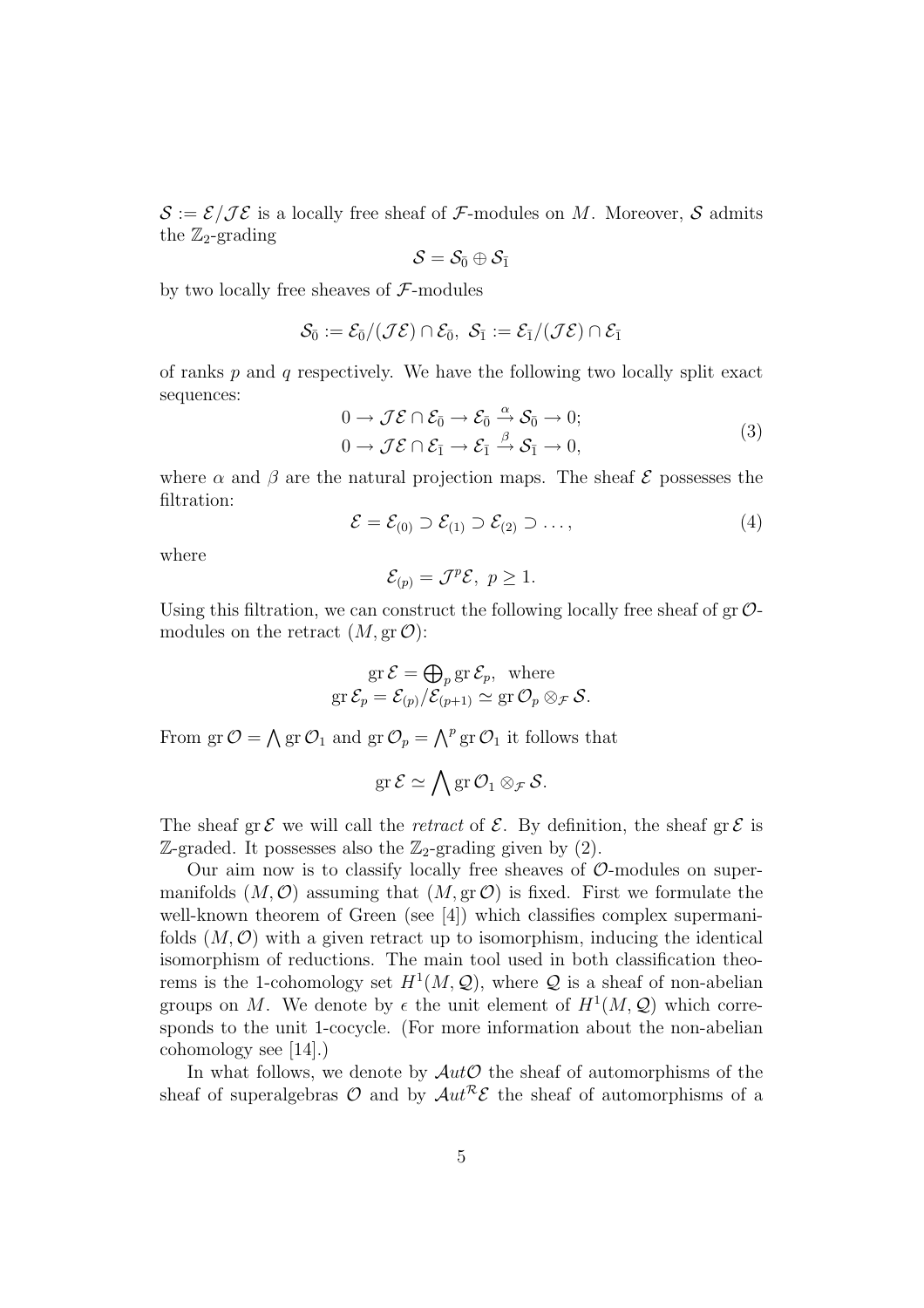$\mathcal{S} := \mathcal{E}/\mathcal{J}\mathcal{E}$ is a locally free sheaf of $\mathcal{F}$-modules on $M$. Moreover, $\mathcal{S}$ admits the $\mathbb{Z}_2$-grading

$$\mathcal{S} = \mathcal{S}_{\bar{0}} \oplus \mathcal{S}_{\bar{1}}$$

by two locally free sheaves of $\mathcal{F}$-modules

$$\mathcal{S}_{\bar{0}} := \mathcal{E}_{\bar{0}}/(\mathcal{J}\mathcal{E}) \cap \mathcal{E}_{\bar{0}},\ \mathcal{S}_{\bar{1}} := \mathcal{E}_{\bar{1}}/(\mathcal{J}\mathcal{E}) \cap \mathcal{E}_{\bar{1}}$$

of ranks $p$ and $q$ respectively. We have the following two locally split exact sequences:

$$\begin{aligned} 0 \to \mathcal{J}\mathcal{E} \cap \mathcal{E}_{\bar{0}} \to \mathcal{E}_{\bar{0}} \xrightarrow{\alpha} \mathcal{S}_{\bar{0}} \to 0; \\ 0 \to \mathcal{J}\mathcal{E} \cap \mathcal{E}_{\bar{1}} \to \mathcal{E}_{\bar{1}} \xrightarrow{\beta} \mathcal{S}_{\bar{1}} \to 0, \end{aligned} \tag{3}$$

where $\alpha$ and $\beta$ are the natural projection maps. The sheaf $\mathcal{E}$ possesses the filtration:

$$\mathcal{E} = \mathcal{E}_{(0)} \supset \mathcal{E}_{(1)} \supset \mathcal{E}_{(2)} \supset \dots, \tag{4}$$

where

$$\mathcal{E}_{(p)} = \mathcal{J}^p\mathcal{E},\ p \geq 1.$$

Using this filtration, we can construct the following locally free sheaf of $\operatorname{gr}\mathcal{O}$-modules on the retract $(M, \operatorname{gr}\mathcal{O})$:

$$\begin{gathered} \operatorname{gr}\mathcal{E} = \textstyle\bigoplus_p \operatorname{gr}\mathcal{E}_p, \text{ where} \\ \operatorname{gr}\mathcal{E}_p = \mathcal{E}_{(p)}/\mathcal{E}_{(p+1)} \simeq \operatorname{gr}\mathcal{O}_p \otimes_{\mathcal{F}} \mathcal{S}. \end{gathered}$$

From $\operatorname{gr}\mathcal{O} = \bigwedge \operatorname{gr}\mathcal{O}_1$ and $\operatorname{gr}\mathcal{O}_p = \bigwedge^p \operatorname{gr}\mathcal{O}_1$ it follows that

$$\operatorname{gr}\mathcal{E} \simeq \bigwedge \operatorname{gr}\mathcal{O}_1 \otimes_{\mathcal{F}} \mathcal{S}.$$

The sheaf $\operatorname{gr}\mathcal{E}$ we will call the *retract* of $\mathcal{E}$. By definition, the sheaf $\operatorname{gr}\mathcal{E}$ is $\mathbb{Z}$-graded. It possesses also the $\mathbb{Z}_2$-grading given by (2).

Our aim now is to classify locally free sheaves of $\mathcal{O}$-modules on supermanifolds $(M, \mathcal{O})$ assuming that $(M, \operatorname{gr}\mathcal{O})$ is fixed. First we formulate the well-known theorem of Green (see [4]) which classifies complex supermanifolds $(M, \mathcal{O})$ with a given retract up to isomorphism, inducing the identical isomorphism of reductions. The main tool used in both classification theorems is the 1-cohomology set $H^1(M, \mathcal{Q})$, where $\mathcal{Q}$ is a sheaf of non-abelian groups on $M$. We denote by $\epsilon$ the unit element of $H^1(M, \mathcal{Q})$ which corresponds to the unit 1-cocycle. (For more information about the non-abelian cohomology see [14].)

In what follows, we denote by $\mathcal{A}ut\mathcal{O}$ the sheaf of automorphisms of the sheaf of superalgebras $\mathcal{O}$ and by $\mathcal{A}ut^{\mathcal{R}}\mathcal{E}$ the sheaf of automorphisms of a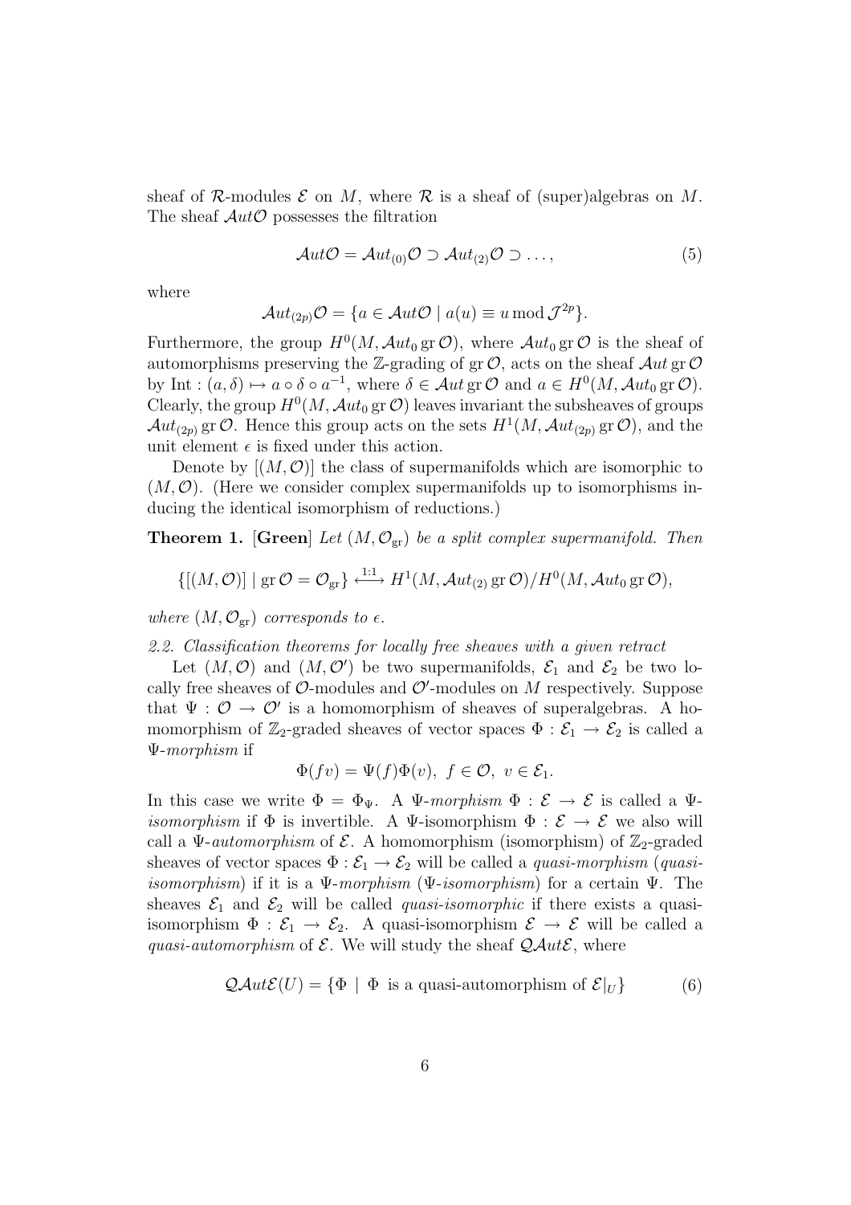sheaf of $\mathcal{R}$-modules $\mathcal{E}$ on $M$, where $\mathcal{R}$ is a sheaf of (super)algebras on $M$. The sheaf $\mathcal{A}ut\mathcal{O}$ possesses the filtration

$$\mathcal{A}ut\mathcal{O} = \mathcal{A}ut_{(0)}\mathcal{O} \supset \mathcal{A}ut_{(2)}\mathcal{O} \supset \dots, \tag{5}$$

where

$$\mathcal{A}ut_{(2p)}\mathcal{O} = \{a \in \mathcal{A}ut\mathcal{O} \mid a(u) \equiv u \mod \mathcal{J}^{2p}\}.$$

Furthermore, the group $H^0(M, \mathcal{A}ut_0 \operatorname{gr} \mathcal{O})$, where $\mathcal{A}ut_0 \operatorname{gr} \mathcal{O}$ is the sheaf of automorphisms preserving the $\mathbb{Z}$-grading of $\operatorname{gr} \mathcal{O}$, acts on the sheaf $\mathcal{A}ut \operatorname{gr} \mathcal{O}$ by $\operatorname{Int} : (a, \delta) \mapsto a \circ \delta \circ a^{-1}$, where $\delta \in \mathcal{A}ut \operatorname{gr} \mathcal{O}$ and $a \in H^0(M, \mathcal{A}ut_0 \operatorname{gr} \mathcal{O})$. Clearly, the group $H^0(M, \mathcal{A}ut_0 \operatorname{gr} \mathcal{O})$ leaves invariant the subsheaves of groups $\mathcal{A}ut_{(2p)} \operatorname{gr} \mathcal{O}$. Hence this group acts on the sets $H^1(M, \mathcal{A}ut_{(2p)} \operatorname{gr} \mathcal{O})$, and the unit element $\epsilon$ is fixed under this action.

Denote by $[(M, \mathcal{O})]$ the class of supermanifolds which are isomorphic to $(M, \mathcal{O})$. (Here we consider complex supermanifolds up to isomorphisms inducing the identical isomorphism of reductions.)

**Theorem 1.** **[Green]** *Let $(M, \mathcal{O}_{\mathrm{gr}})$ be a split complex supermanifold. Then*

$$\{[(M, \mathcal{O})] \mid \operatorname{gr} \mathcal{O} = \mathcal{O}_{\mathrm{gr}}\} \stackrel{1:1}{\longleftrightarrow} H^1(M, \mathcal{A}ut_{(2)} \operatorname{gr} \mathcal{O})/H^0(M, \mathcal{A}ut_0 \operatorname{gr} \mathcal{O}),$$

*where $(M, \mathcal{O}_{\mathrm{gr}})$ corresponds to $\epsilon$.*

*2.2. Classification theorems for locally free sheaves with a given retract*

Let $(M, \mathcal{O})$ and $(M, \mathcal{O}')$ be two supermanifolds, $\mathcal{E}_1$ and $\mathcal{E}_2$ be two locally free sheaves of $\mathcal{O}$-modules and $\mathcal{O}'$-modules on $M$ respectively. Suppose that $\Psi : \mathcal{O} \to \mathcal{O}'$ is a homomorphism of sheaves of superalgebras. A homomorphism of $\mathbb{Z}_2$-graded sheaves of vector spaces $\Phi : \mathcal{E}_1 \to \mathcal{E}_2$ is called a *$\Psi$-morphism* if

$$\Phi(fv) = \Psi(f)\Phi(v), \ f \in \mathcal{O}, \ v \in \mathcal{E}_1.$$

In this case we write $\Phi = \Phi_\Psi$. A *$\Psi$-morphism* $\Phi : \mathcal{E} \to \mathcal{E}$ is called a *$\Psi$-isomorphism* if $\Phi$ is invertible. A $\Psi$-isomorphism $\Phi : \mathcal{E} \to \mathcal{E}$ we also will call a *$\Psi$-automorphism* of $\mathcal{E}$. A homomorphism (isomorphism) of $\mathbb{Z}_2$-graded sheaves of vector spaces $\Phi : \mathcal{E}_1 \to \mathcal{E}_2$ will be called a *quasi-morphism* (*quasi-isomorphism*) if it is a *$\Psi$-morphism* (*$\Psi$-isomorphism*) for a certain $\Psi$. The sheaves $\mathcal{E}_1$ and $\mathcal{E}_2$ will be called *quasi-isomorphic* if there exists a quasi-isomorphism $\Phi : \mathcal{E}_1 \to \mathcal{E}_2$. A quasi-isomorphism $\mathcal{E} \to \mathcal{E}$ will be called a *quasi-automorphism* of $\mathcal{E}$. We will study the sheaf $\mathcal{QA}ut\mathcal{E}$, where

$$\mathcal{QA}ut\mathcal{E}(U) = \{\Phi \mid \Phi \text{ is a quasi-automorphism of } \mathcal{E}|_U\} \tag{6}$$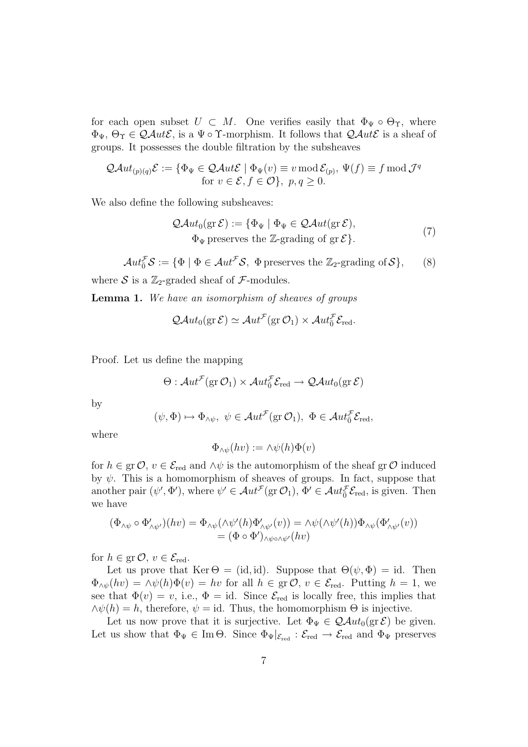for each open subset $U \subset M$. One verifies easily that $\Phi_\Psi \circ \Theta_\Upsilon$, where $\Phi_\Psi,\ \Theta_\Upsilon \in \mathcal{QA}ut\mathcal{E}$, is a $\Psi \circ \Upsilon$-morphism. It follows that $\mathcal{QA}ut\mathcal{E}$ is a sheaf of groups. It possesses the double filtration by the subsheaves

$$\mathcal{QA}ut_{(p)(q)}\mathcal{E} := \{\Phi_\Psi \in \mathcal{QA}ut\mathcal{E} \mid \Phi_\Psi(v) \equiv v \operatorname{mod} \mathcal{E}_{(p)},\ \Psi(f) \equiv f \operatorname{mod} \mathcal{J}^q \\ \text{for } v \in \mathcal{E}, f \in \mathcal{O}\},\ p, q \geq 0.$$

We also define the following subsheaves:

$$\mathcal{QA}ut_0(\operatorname{gr}\mathcal{E}) := \{\Phi_\Psi \mid \Phi_\Psi \in \mathcal{QA}ut(\operatorname{gr}\mathcal{E}), \\ \Phi_\Psi \text{ preserves the } \mathbb{Z}\text{-grading of } \operatorname{gr}\mathcal{E}\}. \tag{7}$$

$$\mathcal{A}ut_{\bar{0}}^{\mathcal{F}}\mathcal{S} := \{\Phi \mid \Phi \in \mathcal{A}ut^{\mathcal{F}}\mathcal{S},\ \Phi \text{ preserves the } \mathbb{Z}_2\text{-grading of } \mathcal{S}\}, \tag{8}$$

where $\mathcal{S}$ is a $\mathbb{Z}_2$-graded sheaf of $\mathcal{F}$-modules.

**Lemma 1.** *We have an isomorphism of sheaves of groups*

$$\mathcal{QA}ut_0(\operatorname{gr}\mathcal{E}) \simeq \mathcal{A}ut^{\mathcal{F}}(\operatorname{gr}\mathcal{O}_1) \times \mathcal{A}ut_{\bar{0}}^{\mathcal{F}}\mathcal{E}_{\text{red}}.$$

Proof. Let us define the mapping

$$\Theta : \mathcal{A}ut^{\mathcal{F}}(\operatorname{gr}\mathcal{O}_1) \times \mathcal{A}ut_{\bar{0}}^{\mathcal{F}}\mathcal{E}_{\text{red}} \to \mathcal{QA}ut_0(\operatorname{gr}\mathcal{E})$$

by

$$(\psi, \Phi) \mapsto \Phi_{\wedge\psi},\ \psi \in \mathcal{A}ut^{\mathcal{F}}(\operatorname{gr}\mathcal{O}_1),\ \Phi \in \mathcal{A}ut_{\bar{0}}^{\mathcal{F}}\mathcal{E}_{\text{red}},$$

where

$$\Phi_{\wedge\psi}(hv) := \wedge\psi(h)\Phi(v)$$

for $h \in \operatorname{gr}\mathcal{O}$, $v \in \mathcal{E}_{\text{red}}$ and $\wedge\psi$ is the automorphism of the sheaf $\operatorname{gr}\mathcal{O}$ induced by $\psi$. This is a homomorphism of sheaves of groups. In fact, suppose that another pair $(\psi', \Phi')$, where $\psi' \in \mathcal{A}ut^{\mathcal{F}}(\operatorname{gr}\mathcal{O}_1)$, $\Phi' \in \mathcal{A}ut_{\bar{0}}^{\mathcal{F}}\mathcal{E}_{\text{red}}$, is given. Then we have

$$(\Phi_{\wedge\psi} \circ \Phi'_{\wedge\psi'})(hv) = \Phi_{\wedge\psi}(\wedge\psi'(h)\Phi'_{\wedge\psi'}(v)) = \wedge\psi(\wedge\psi'(h))\Phi_{\wedge\psi}(\Phi'_{\wedge\psi'}(v)) \\ = (\Phi \circ \Phi')_{\wedge\psi\circ\wedge\psi'}(hv)$$

for $h \in \operatorname{gr}\mathcal{O}$, $v \in \mathcal{E}_{\text{red}}$.

Let us prove that $\operatorname{Ker}\Theta = (\mathrm{id}, \mathrm{id})$. Suppose that $\Theta(\psi, \Phi) = \mathrm{id}$. Then $\Phi_{\wedge\psi}(hv) = \wedge\psi(h)\Phi(v) = hv$ for all $h \in \operatorname{gr}\mathcal{O}$, $v \in \mathcal{E}_{\text{red}}$. Putting $h = 1$, we see that $\Phi(v) = v$, i.e., $\Phi = \mathrm{id}$. Since $\mathcal{E}_{\text{red}}$ is locally free, this implies that $\wedge\psi(h) = h$, therefore, $\psi = \mathrm{id}$. Thus, the homomorphism $\Theta$ is injective.

Let us now prove that it is surjective. Let $\Phi_\Psi \in \mathcal{QA}ut_0(\operatorname{gr}\mathcal{E})$ be given. Let us show that $\Phi_\Psi \in \operatorname{Im}\Theta$. Since $\Phi_\Psi|_{\mathcal{E}_{\text{red}}} : \mathcal{E}_{\text{red}} \to \mathcal{E}_{\text{red}}$ and $\Phi_\Psi$ preserves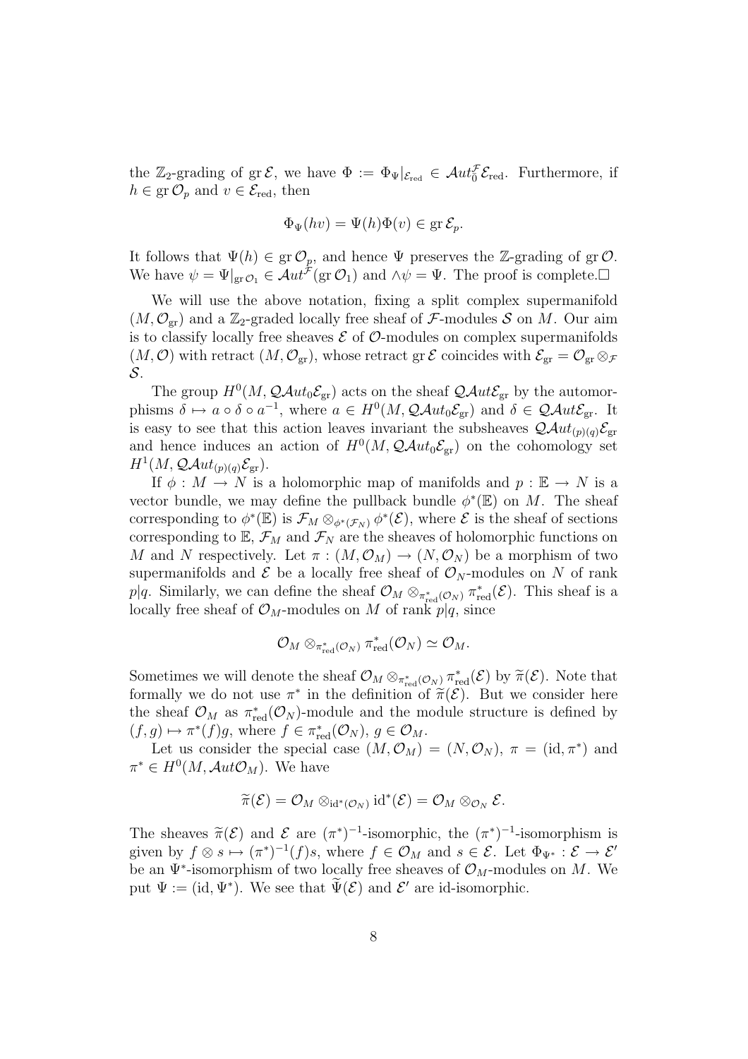the $\mathbb{Z}_2$-grading of $\operatorname{gr}\mathcal{E}$, we have $\Phi := \Phi_\Psi|_{\mathcal{E}_{\mathrm{red}}} \in \mathcal{A}ut_0^{\mathcal{F}}\mathcal{E}_{\mathrm{red}}$. Furthermore, if $h \in \operatorname{gr}\mathcal{O}_p$ and $v \in \mathcal{E}_{\mathrm{red}}$, then

$$\Phi_\Psi(hv) = \Psi(h)\Phi(v) \in \operatorname{gr}\mathcal{E}_p.$$

It follows that $\Psi(h) \in \operatorname{gr}\mathcal{O}_p$, and hence $\Psi$ preserves the $\mathbb{Z}$-grading of $\operatorname{gr}\mathcal{O}$. We have $\psi = \Psi|_{\operatorname{gr}\mathcal{O}_1} \in \mathcal{A}ut^{\mathcal{F}}(\operatorname{gr}\mathcal{O}_1)$ and $\wedge\psi = \Psi$. The proof is complete.$\square$

We will use the above notation, fixing a split complex supermanifold $(M, \mathcal{O}_{\mathrm{gr}})$ and a $\mathbb{Z}_2$-graded locally free sheaf of $\mathcal{F}$-modules $\mathcal{S}$ on $M$. Our aim is to classify locally free sheaves $\mathcal{E}$ of $\mathcal{O}$-modules on complex supermanifolds $(M, \mathcal{O})$ with retract $(M, \mathcal{O}_{\mathrm{gr}})$, whose retract $\operatorname{gr}\mathcal{E}$ coincides with $\mathcal{E}_{\mathrm{gr}} = \mathcal{O}_{\mathrm{gr}} \otimes_{\mathcal{F}} \mathcal{S}$.

The group $H^0(M, \mathcal{QA}ut_0\mathcal{E}_{\mathrm{gr}})$ acts on the sheaf $\mathcal{QA}ut\mathcal{E}_{\mathrm{gr}}$ by the automorphisms $\delta \mapsto a \circ \delta \circ a^{-1}$, where $a \in H^0(M, \mathcal{QA}ut_0\mathcal{E}_{\mathrm{gr}})$ and $\delta \in \mathcal{QA}ut\mathcal{E}_{\mathrm{gr}}$. It is easy to see that this action leaves invariant the subsheaves $\mathcal{QA}ut_{(p)(q)}\mathcal{E}_{\mathrm{gr}}$ and hence induces an action of $H^0(M, \mathcal{QA}ut_0\mathcal{E}_{\mathrm{gr}})$ on the cohomology set $H^1(M, \mathcal{QA}ut_{(p)(q)}\mathcal{E}_{\mathrm{gr}})$.

If $\phi : M \to N$ is a holomorphic map of manifolds and $p : \mathbb{E} \to N$ is a vector bundle, we may define the pullback bundle $\phi^*(\mathbb{E})$ on $M$. The sheaf corresponding to $\phi^*(\mathbb{E})$ is $\mathcal{F}_M \otimes_{\phi^*(\mathcal{F}_N)} \phi^*(\mathcal{E})$, where $\mathcal{E}$ is the sheaf of sections corresponding to $\mathbb{E}$, $\mathcal{F}_M$ and $\mathcal{F}_N$ are the sheaves of holomorphic functions on $M$ and $N$ respectively. Let $\pi : (M, \mathcal{O}_M) \to (N, \mathcal{O}_N)$ be a morphism of two supermanifolds and $\mathcal{E}$ be a locally free sheaf of $\mathcal{O}_N$-modules on $N$ of rank $p|q$. Similarly, we can define the sheaf $\mathcal{O}_M \otimes_{\pi^*_{\mathrm{red}}(\mathcal{O}_N)} \pi^*_{\mathrm{red}}(\mathcal{E})$. This sheaf is a locally free sheaf of $\mathcal{O}_M$-modules on $M$ of rank $p|q$, since

$$\mathcal{O}_M \otimes_{\pi^*_{\mathrm{red}}(\mathcal{O}_N)} \pi^*_{\mathrm{red}}(\mathcal{O}_N) \simeq \mathcal{O}_M.$$

Sometimes we will denote the sheaf $\mathcal{O}_M \otimes_{\pi^*_{\mathrm{red}}(\mathcal{O}_N)} \pi^*_{\mathrm{red}}(\mathcal{E})$ by $\widetilde{\pi}(\mathcal{E})$. Note that formally we do not use $\pi^*$ in the definition of $\widetilde{\pi}(\mathcal{E})$. But we consider here the sheaf $\mathcal{O}_M$ as $\pi^*_{\mathrm{red}}(\mathcal{O}_N)$-module and the module structure is defined by $(f, g) \mapsto \pi^*(f)g$, where $f \in \pi^*_{\mathrm{red}}(\mathcal{O}_N)$, $g \in \mathcal{O}_M$.

Let us consider the special case $(M, \mathcal{O}_M) = (N, \mathcal{O}_N)$, $\pi = (\mathrm{id}, \pi^*)$ and $\pi^* \in H^0(M, \mathcal{A}ut\mathcal{O}_M)$. We have

$$\widetilde{\pi}(\mathcal{E}) = \mathcal{O}_M \otimes_{\mathrm{id}^*(\mathcal{O}_N)} \mathrm{id}^*(\mathcal{E}) = \mathcal{O}_M \otimes_{\mathcal{O}_N} \mathcal{E}.$$

The sheaves $\widetilde{\pi}(\mathcal{E})$ and $\mathcal{E}$ are $(\pi^*)^{-1}$-isomorphic, the $(\pi^*)^{-1}$-isomorphism is given by $f \otimes s \mapsto (\pi^*)^{-1}(f)s$, where $f \in \mathcal{O}_M$ and $s \in \mathcal{E}$. Let $\Phi_{\Psi^*} : \mathcal{E} \to \mathcal{E}'$ be an $\Psi^*$-isomorphism of two locally free sheaves of $\mathcal{O}_M$-modules on $M$. We put $\Psi := (\mathrm{id}, \Psi^*)$. We see that $\widetilde{\Psi}(\mathcal{E})$ and $\mathcal{E}'$ are id-isomorphic.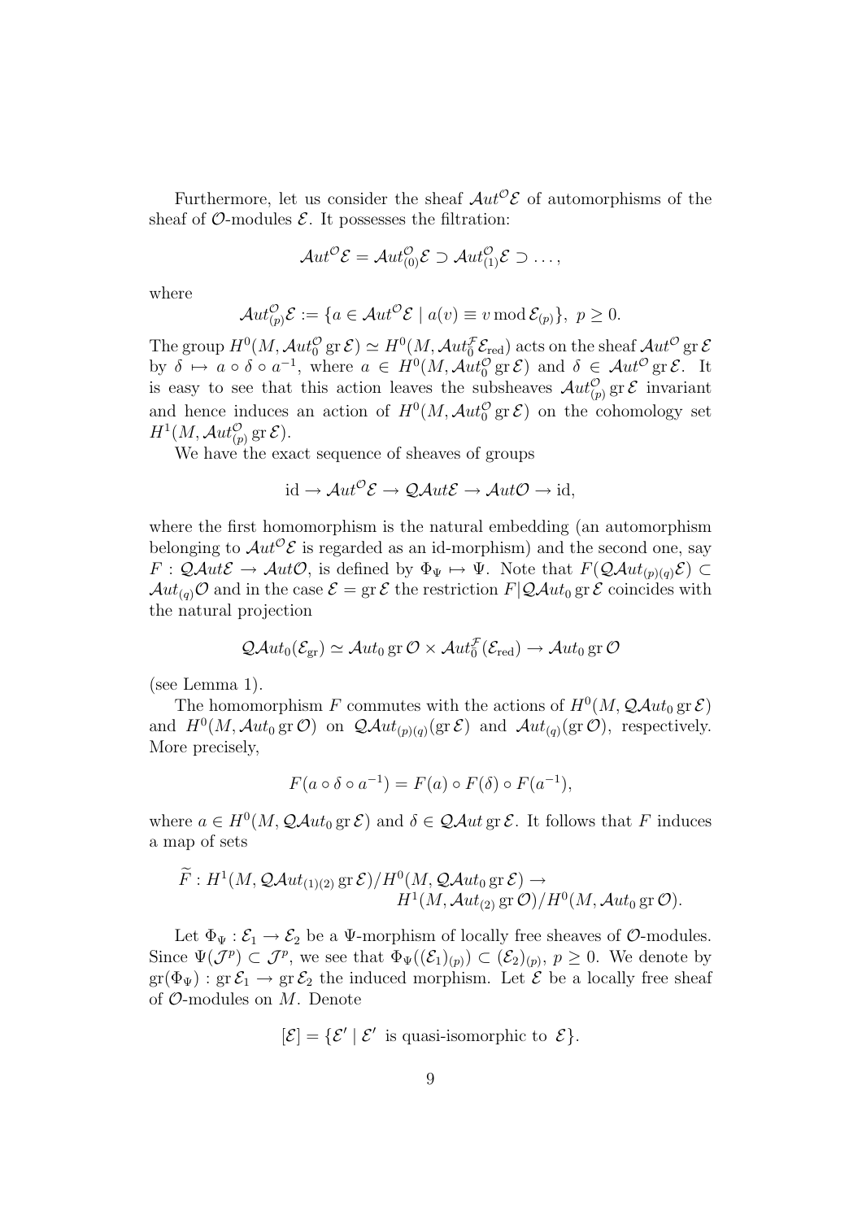Furthermore, let us consider the sheaf $\mathcal{A}ut^{\mathcal{O}}\mathcal{E}$ of automorphisms of the sheaf of $\mathcal{O}$-modules $\mathcal{E}$. It possesses the filtration:

$$\mathcal{A}ut^{\mathcal{O}}\mathcal{E} = \mathcal{A}ut^{\mathcal{O}}_{(0)}\mathcal{E} \supset \mathcal{A}ut^{\mathcal{O}}_{(1)}\mathcal{E} \supset \dots,$$

where

$$\mathcal{A}ut^{\mathcal{O}}_{(p)}\mathcal{E} := \{a \in \mathcal{A}ut^{\mathcal{O}}\mathcal{E} \mid a(v) \equiv v \bmod \mathcal{E}_{(p)}\}, \ p \geq 0.$$

The group $H^0(M, \mathcal{A}ut^{\mathcal{O}}_0 \operatorname{gr}\mathcal{E}) \simeq H^0(M, \mathcal{A}ut^{\mathcal{F}}_0 \mathcal{E}_{\mathrm{red}})$ acts on the sheaf $\mathcal{A}ut^{\mathcal{O}} \operatorname{gr}\mathcal{E}$ by $\delta \mapsto a \circ \delta \circ a^{-1}$, where $a \in H^0(M, \mathcal{A}ut^{\mathcal{O}}_0 \operatorname{gr}\mathcal{E})$ and $\delta \in \mathcal{A}ut^{\mathcal{O}} \operatorname{gr}\mathcal{E}$. It is easy to see that this action leaves the subsheaves $\mathcal{A}ut^{\mathcal{O}}_{(p)} \operatorname{gr}\mathcal{E}$ invariant and hence induces an action of $H^0(M, \mathcal{A}ut^{\mathcal{O}}_0 \operatorname{gr}\mathcal{E})$ on the cohomology set $H^1(M, \mathcal{A}ut^{\mathcal{O}}_{(p)} \operatorname{gr}\mathcal{E})$.

We have the exact sequence of sheaves of groups

$$\mathrm{id} \to \mathcal{A}ut^{\mathcal{O}}\mathcal{E} \to \mathcal{QA}ut\mathcal{E} \to \mathcal{A}ut\mathcal{O} \to \mathrm{id},$$

where the first homomorphism is the natural embedding (an automorphism belonging to $\mathcal{A}ut^{\mathcal{O}}\mathcal{E}$ is regarded as an id-morphism) and the second one, say $F : \mathcal{QA}ut\mathcal{E} \to \mathcal{A}ut\mathcal{O}$, is defined by $\Phi_\Psi \mapsto \Psi$. Note that $F(\mathcal{QA}ut_{(p)(q)}\mathcal{E}) \subset \mathcal{A}ut_{(q)}\mathcal{O}$ and in the case $\mathcal{E} = \operatorname{gr}\mathcal{E}$ the restriction $F|\mathcal{QA}ut_0 \operatorname{gr}\mathcal{E}$ coincides with the natural projection

$$\mathcal{QA}ut_0(\mathcal{E}_{\mathrm{gr}}) \simeq \mathcal{A}ut_0 \operatorname{gr}\mathcal{O} \times \mathcal{A}ut^{\mathcal{F}}_0(\mathcal{E}_{\mathrm{red}}) \to \mathcal{A}ut_0 \operatorname{gr}\mathcal{O}$$

(see Lemma 1).

The homomorphism $F$ commutes with the actions of $H^0(M, \mathcal{QA}ut_0 \operatorname{gr}\mathcal{E})$ and $H^0(M, \mathcal{A}ut_0 \operatorname{gr}\mathcal{O})$ on $\mathcal{QA}ut_{(p)(q)}(\operatorname{gr}\mathcal{E})$ and $\mathcal{A}ut_{(q)}(\operatorname{gr}\mathcal{O})$, respectively. More precisely,

$$F(a \circ \delta \circ a^{-1}) = F(a) \circ F(\delta) \circ F(a^{-1}),$$

where $a \in H^0(M, \mathcal{QA}ut_0 \operatorname{gr}\mathcal{E})$ and $\delta \in \mathcal{QA}ut \operatorname{gr}\mathcal{E}$. It follows that $F$ induces a map of sets

$$\widetilde{F} : H^1(M, \mathcal{QA}ut_{(1)(2)} \operatorname{gr}\mathcal{E})/H^0(M, \mathcal{QA}ut_0 \operatorname{gr}\mathcal{E}) \to H^1(M, \mathcal{A}ut_{(2)} \operatorname{gr}\mathcal{O})/H^0(M, \mathcal{A}ut_0 \operatorname{gr}\mathcal{O}).$$

Let $\Phi_\Psi : \mathcal{E}_1 \to \mathcal{E}_2$ be a $\Psi$-morphism of locally free sheaves of $\mathcal{O}$-modules. Since $\Psi(\mathcal{J}^p) \subset \mathcal{J}^p$, we see that $\Phi_\Psi((\mathcal{E}_1)_{(p)}) \subset (\mathcal{E}_2)_{(p)}$, $p \geq 0$. We denote by $\operatorname{gr}(\Phi_\Psi) : \operatorname{gr}\mathcal{E}_1 \to \operatorname{gr}\mathcal{E}_2$ the induced morphism. Let $\mathcal{E}$ be a locally free sheaf of $\mathcal{O}$-modules on $M$. Denote

$$[\mathcal{E}] = \{\mathcal{E}' \mid \mathcal{E}' \text{ is quasi-isomorphic to } \mathcal{E}\}.$$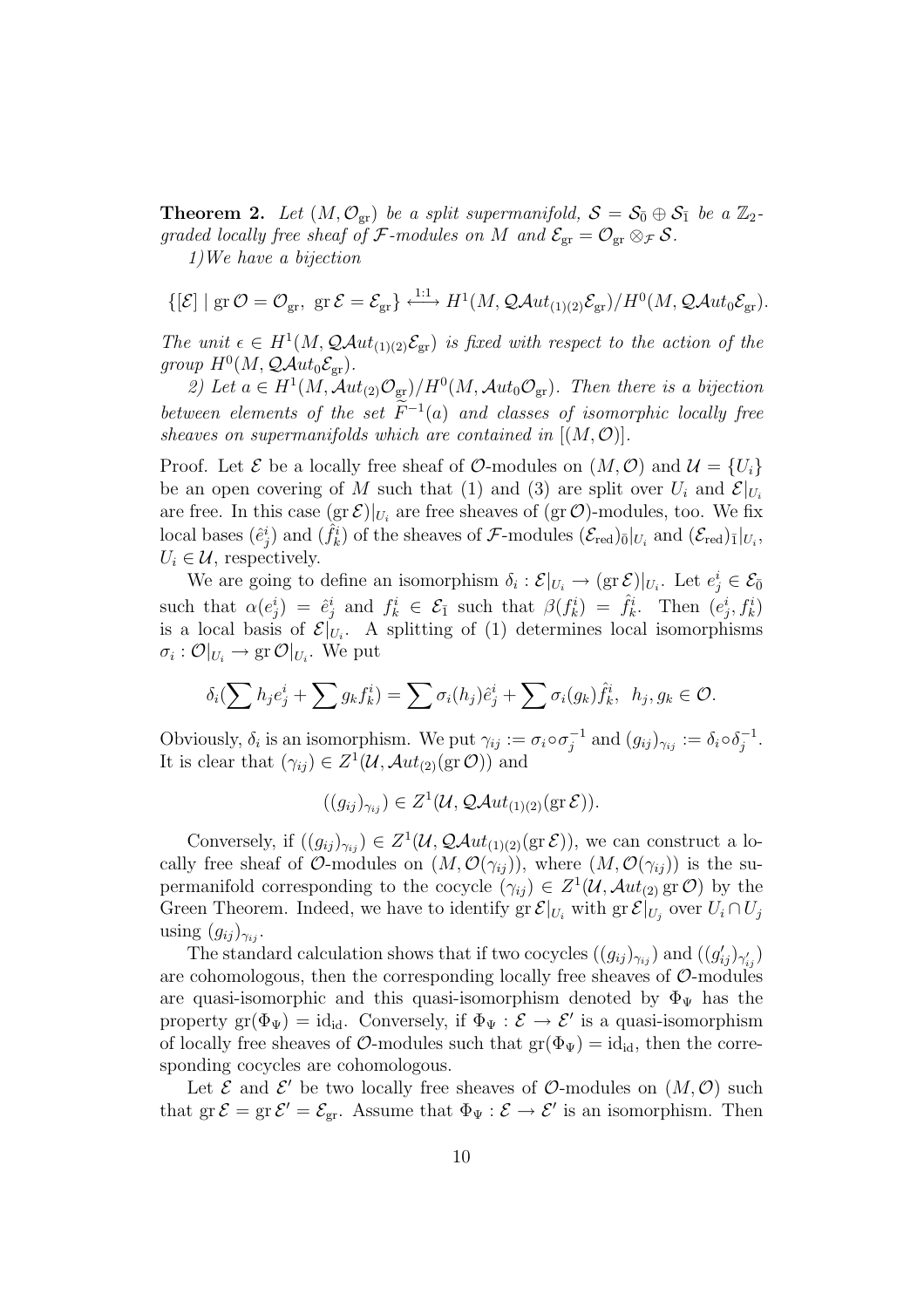**Theorem 2.** *Let $(M, \mathcal{O}_{\mathrm{gr}})$ be a split supermanifold, $\mathcal{S} = \mathcal{S}_{\bar{0}} \oplus \mathcal{S}_{\bar{1}}$ be a $\mathbb{Z}_2$-graded locally free sheaf of $\mathcal{F}$-modules on $M$ and $\mathcal{E}_{\mathrm{gr}} = \mathcal{O}_{\mathrm{gr}} \otimes_{\mathcal{F}} \mathcal{S}$.*

*1)We have a bijection*

$$\{[\mathcal{E}] \mid \operatorname{gr}\mathcal{O} = \mathcal{O}_{\mathrm{gr}},\ \operatorname{gr}\mathcal{E} = \mathcal{E}_{\mathrm{gr}}\} \stackrel{1:1}{\longleftrightarrow} H^1(M, \mathcal{QA}ut_{(1)(2)}\mathcal{E}_{\mathrm{gr}})/H^0(M, \mathcal{QA}ut_0\mathcal{E}_{\mathrm{gr}}).$$

*The unit $\epsilon \in H^1(M, \mathcal{QA}ut_{(1)(2)}\mathcal{E}_{\mathrm{gr}})$ is fixed with respect to the action of the group $H^0(M, \mathcal{QA}ut_0\mathcal{E}_{\mathrm{gr}})$.*

*2) Let $a \in H^1(M, \mathcal{A}ut_{(2)}\mathcal{O}_{\mathrm{gr}})/H^0(M, \mathcal{A}ut_0\mathcal{O}_{\mathrm{gr}})$. Then there is a bijection between elements of the set $\widetilde{F}^{-1}(a)$ and classes of isomorphic locally free sheaves on supermanifolds which are contained in $[(M, \mathcal{O})]$.*

Proof. Let $\mathcal{E}$ be a locally free sheaf of $\mathcal{O}$-modules on $(M, \mathcal{O})$ and $\mathcal{U} = \{U_i\}$ be an open covering of $M$ such that (1) and (3) are split over $U_i$ and $\mathcal{E}|_{U_i}$ are free. In this case $(\operatorname{gr}\mathcal{E})|_{U_i}$ are free sheaves of $(\operatorname{gr}\mathcal{O})$-modules, too. We fix local bases $(\hat{e}^i_j)$ and $(\hat{f}^i_k)$ of the sheaves of $\mathcal{F}$-modules $(\mathcal{E}_{\mathrm{red}})_{\bar{0}}|_{U_i}$ and $(\mathcal{E}_{\mathrm{red}})_{\bar{1}}|_{U_i}$, $U_i \in \mathcal{U}$, respectively.

We are going to define an isomorphism $\delta_i : \mathcal{E}|_{U_i} \to (\operatorname{gr}\mathcal{E})|_{U_i}$. Let $e^i_j \in \mathcal{E}_{\bar{0}}$ such that $\alpha(e^i_j) = \hat{e}^i_j$ and $f^i_k \in \mathcal{E}_{\bar{1}}$ such that $\beta(f^i_k) = \hat{f}^i_k$. Then $(e^i_j, f^i_k)$ is a local basis of $\mathcal{E}|_{U_i}$. A splitting of (1) determines local isomorphisms $\sigma_i : \mathcal{O}|_{U_i} \to \operatorname{gr}\mathcal{O}|_{U_i}$. We put

$$\delta_i(\sum h_j e^i_j + \sum g_k f^i_k) = \sum \sigma_i(h_j)\hat{e}^i_j + \sum \sigma_i(g_k)\hat{f}^i_k, \ \ h_j, g_k \in \mathcal{O}.$$

Obviously, $\delta_i$ is an isomorphism. We put $\gamma_{ij} := \sigma_i \circ \sigma_j^{-1}$ and $(g_{ij})_{\gamma_{ij}} := \delta_i \circ \delta_j^{-1}$. It is clear that $(\gamma_{ij}) \in Z^1(\mathcal{U}, \mathcal{A}ut_{(2)}(\operatorname{gr}\mathcal{O}))$ and

$$((g_{ij})_{\gamma_{ij}}) \in Z^1(\mathcal{U}, \mathcal{QA}ut_{(1)(2)}(\operatorname{gr}\mathcal{E})).$$

Conversely, if $((g_{ij})_{\gamma_{ij}}) \in Z^1(\mathcal{U}, \mathcal{QA}ut_{(1)(2)}(\operatorname{gr}\mathcal{E}))$, we can construct a locally free sheaf of $\mathcal{O}$-modules on $(M, \mathcal{O}(\gamma_{ij}))$, where $(M, \mathcal{O}(\gamma_{ij}))$ is the supermanifold corresponding to the cocycle $(\gamma_{ij}) \in Z^1(\mathcal{U}, \mathcal{A}ut_{(2)}\operatorname{gr}\mathcal{O})$ by the Green Theorem. Indeed, we have to identify $\operatorname{gr}\mathcal{E}|_{U_i}$ with $\operatorname{gr}\mathcal{E}|_{U_j}$ over $U_i \cap U_j$ using $(g_{ij})_{\gamma_{ij}}$.

The standard calculation shows that if two cocycles $((g_{ij})_{\gamma_{ij}})$ and $((g'_{ij})_{\gamma'_{ij}})$ are cohomologous, then the corresponding locally free sheaves of $\mathcal{O}$-modules are quasi-isomorphic and this quasi-isomorphism denoted by $\Phi_\Psi$ has the property $\operatorname{gr}(\Phi_\Psi) = \mathrm{id}_{\mathrm{id}}$. Conversely, if $\Phi_\Psi : \mathcal{E} \to \mathcal{E}'$ is a quasi-isomorphism of locally free sheaves of $\mathcal{O}$-modules such that $\operatorname{gr}(\Phi_\Psi) = \mathrm{id}_{\mathrm{id}}$, then the corresponding cocycles are cohomologous.

Let $\mathcal{E}$ and $\mathcal{E}'$ be two locally free sheaves of $\mathcal{O}$-modules on $(M, \mathcal{O})$ such that $\operatorname{gr}\mathcal{E} = \operatorname{gr}\mathcal{E}' = \mathcal{E}_{\mathrm{gr}}$. Assume that $\Phi_\Psi : \mathcal{E} \to \mathcal{E}'$ is an isomorphism. Then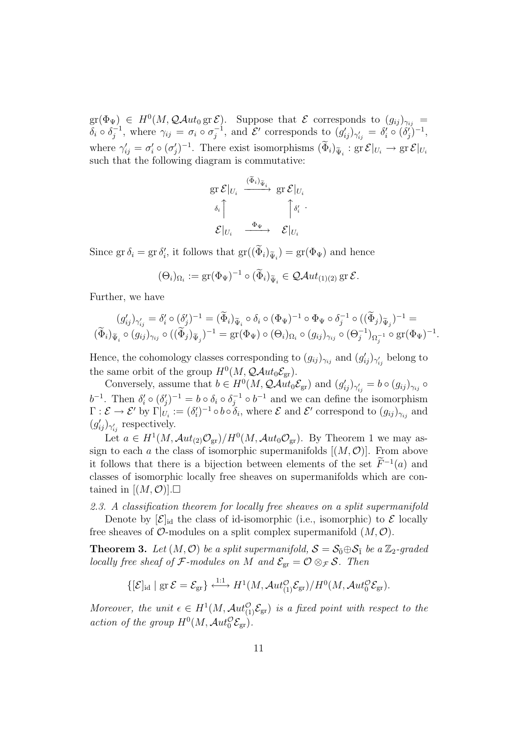$\mathrm{gr}(\Phi_\Psi) \in H^0(M, \mathcal{QA}ut_0 \,\mathrm{gr}\,\mathcal{E})$. Suppose that $\mathcal{E}$ corresponds to $(g_{ij})_{\gamma_{ij}} = \delta_i \circ \delta_j^{-1}$, where $\gamma_{ij} = \sigma_i \circ \sigma_j^{-1}$, and $\mathcal{E}'$ corresponds to $(g'_{ij})_{\gamma'_{ij}} = \delta'_i \circ (\delta'_j)^{-1}$, where $\gamma'_{ij} = \sigma'_i \circ (\sigma'_j)^{-1}$. There exist isomorphisms $(\widetilde{\Phi}_i)_{\widetilde{\Psi}_i} : \mathrm{gr}\,\mathcal{E}|_{U_i} \to \mathrm{gr}\,\mathcal{E}|_{U_i}$ such that the following diagram is commutative:

$$\begin{array}{ccc}
\mathrm{gr}\,\mathcal{E}|_{U_i} & \xrightarrow{(\widetilde{\Phi}_i)_{\widetilde{\Psi}_i}} & \mathrm{gr}\,\mathcal{E}|_{U_i} \\
{\scriptstyle \delta_i}\uparrow & & \uparrow{\scriptstyle \delta'_i} \\
\mathcal{E}|_{U_i} & \xrightarrow{\Phi_\Psi} & \mathcal{E}|_{U_i}
\end{array}.$$

Since $\mathrm{gr}\,\delta_i = \mathrm{gr}\,\delta'_i$, it follows that $\mathrm{gr}((\widetilde{\Phi}_i)_{\widetilde{\Psi}_i}) = \mathrm{gr}(\Phi_\Psi)$ and hence

$$(\Theta_i)_{\Omega_i} := \mathrm{gr}(\Phi_\Psi)^{-1} \circ (\widetilde{\Phi}_i)_{\widetilde{\Psi}_i} \in \mathcal{QA}ut_{(1)(2)}\,\mathrm{gr}\,\mathcal{E}.$$

Further, we have

$$(g'_{ij})_{\gamma'_{ij}} = \delta'_i \circ (\delta'_j)^{-1} = (\widetilde{\Phi}_i)_{\widetilde{\Psi}_i} \circ \delta_i \circ (\Phi_\Psi)^{-1} \circ \Phi_\Psi \circ \delta_j^{-1} \circ ((\widetilde{\Phi}_j)_{\widetilde{\Psi}_j})^{-1} =$$
$$(\widetilde{\Phi}_i)_{\widetilde{\Psi}_i} \circ (g_{ij})_{\gamma_{ij}} \circ ((\widetilde{\Phi}_j)_{\widetilde{\Psi}_j})^{-1} = \mathrm{gr}(\Phi_\Psi) \circ (\Theta_i)_{\Omega_i} \circ (g_{ij})_{\gamma_{ij}} \circ (\Theta_j^{-1})_{\Omega_j^{-1}} \circ \mathrm{gr}(\Phi_\Psi)^{-1}.$$

Hence, the cohomology classes corresponding to $(g_{ij})_{\gamma_{ij}}$ and $(g'_{ij})_{\gamma'_{ij}}$ belong to the same orbit of the group $H^0(M, \mathcal{QA}ut_0\mathcal{E}_{\mathrm{gr}})$.

Conversely, assume that $b \in H^0(M, \mathcal{QA}ut_0\mathcal{E}_{\mathrm{gr}})$ and $(g'_{ij})_{\gamma'_{ij}} = b \circ (g_{ij})_{\gamma_{ij}} \circ b^{-1}$. Then $\delta'_i \circ (\delta'_j)^{-1} = b \circ \delta_i \circ \delta_j^{-1} \circ b^{-1}$ and we can define the isomorphism $\Gamma : \mathcal{E} \to \mathcal{E}'$ by $\Gamma|_{U_i} := (\delta'_i)^{-1} \circ b \circ \delta_i$, where $\mathcal{E}$ and $\mathcal{E}'$ correspond to $(g_{ij})_{\gamma_{ij}}$ and $(g'_{ij})_{\gamma'_{ij}}$ respectively.

Let $a \in H^1(M, \mathcal{A}ut_{(2)}\mathcal{O}_{\mathrm{gr}})/H^0(M, \mathcal{A}ut_0\mathcal{O}_{\mathrm{gr}})$. By Theorem 1 we may assign to each $a$ the class of isomorphic supermanifolds $[(M, \mathcal{O})]$. From above it follows that there is a bijection between elements of the set $\widetilde{F}^{-1}(a)$ and classes of isomorphic locally free sheaves on supermanifolds which are contained in $[(M, \mathcal{O})]$.$\square$

*2.3. A classification theorem for locally free sheaves on a split supermanifold*

Denote by $[\mathcal{E}]_{\mathrm{id}}$ the class of id-isomorphic (i.e., isomorphic) to $\mathcal{E}$ locally free sheaves of $\mathcal{O}$-modules on a split complex supermanifold $(M, \mathcal{O})$.

**Theorem 3.** *Let $(M, \mathcal{O})$ be a split supermanifold, $\mathcal{S} = \mathcal{S}_{\bar{0}} \oplus \mathcal{S}_{\bar{1}}$ be a $\mathbb{Z}_2$-graded locally free sheaf of $\mathcal{F}$-modules on $M$ and $\mathcal{E}_{\mathrm{gr}} = \mathcal{O} \otimes_{\mathcal{F}} \mathcal{S}$. Then*

$$\{[\mathcal{E}]_{\mathrm{id}} \mid \mathrm{gr}\,\mathcal{E} = \mathcal{E}_{\mathrm{gr}}\} \stackrel{1:1}{\longleftrightarrow} H^1(M, \mathcal{A}ut^{\mathcal{O}}_{(1)}\mathcal{E}_{\mathrm{gr}})/H^0(M, \mathcal{A}ut^{\mathcal{O}}_0\mathcal{E}_{\mathrm{gr}}).$$

*Moreover, the unit $\epsilon \in H^1(M, \mathcal{A}ut^{\mathcal{O}}_{(1)}\mathcal{E}_{\mathrm{gr}})$ is a fixed point with respect to the action of the group $H^0(M, \mathcal{A}ut^{\mathcal{O}}_0\mathcal{E}_{\mathrm{gr}})$.*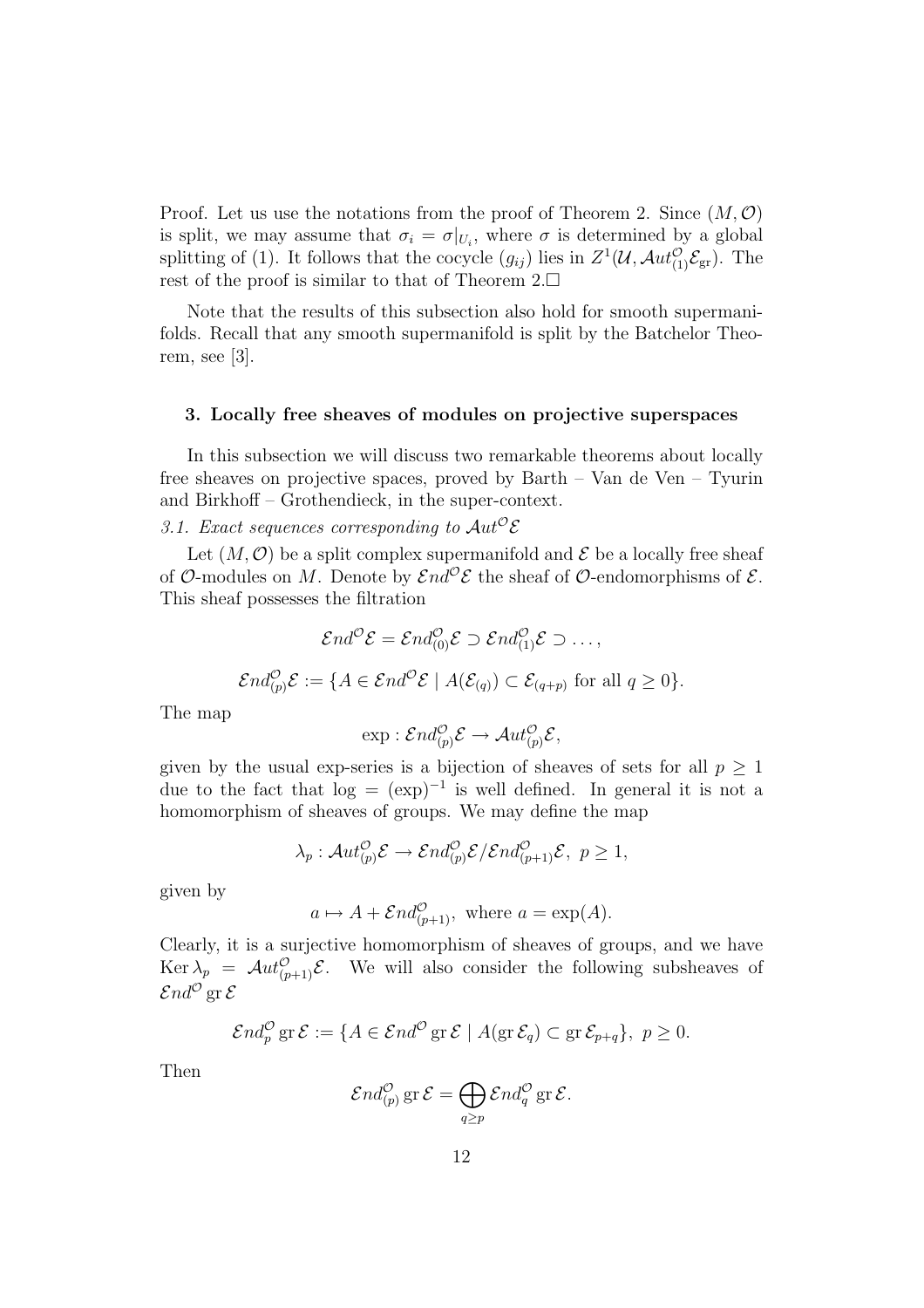Proof. Let us use the notations from the proof of Theorem 2. Since $(M, \mathcal{O})$ is split, we may assume that $\sigma_i = \sigma|_{U_i}$, where $\sigma$ is determined by a global splitting of (1). It follows that the cocycle $(g_{ij})$ lies in $Z^1(\mathcal{U}, \mathcal{A}ut^{\mathcal{O}}_{(1)}\mathcal{E}_{\mathrm{gr}})$. The rest of the proof is similar to that of Theorem 2.$\Box$

Note that the results of this subsection also hold for smooth supermanifolds. Recall that any smooth supermanifold is split by the Batchelor Theorem, see [3].

### 3. Locally free sheaves of modules on projective superspaces

In this subsection we will discuss two remarkable theorems about locally free sheaves on projective spaces, proved by Barth – Van de Ven – Tyurin and Birkhoff – Grothendieck, in the super-context.

*3.1. Exact sequences corresponding to $\mathcal{A}ut^{\mathcal{O}}\mathcal{E}$*

Let $(M, \mathcal{O})$ be a split complex supermanifold and $\mathcal{E}$ be a locally free sheaf of $\mathcal{O}$-modules on $M$. Denote by $\mathcal{E}nd^{\mathcal{O}}\mathcal{E}$ the sheaf of $\mathcal{O}$-endomorphisms of $\mathcal{E}$. This sheaf possesses the filtration

$$\mathcal{E}nd^{\mathcal{O}}\mathcal{E} = \mathcal{E}nd^{\mathcal{O}}_{(0)}\mathcal{E} \supset \mathcal{E}nd^{\mathcal{O}}_{(1)}\mathcal{E} \supset \dots,$$

$$\mathcal{E}nd^{\mathcal{O}}_{(p)}\mathcal{E} := \{A \in \mathcal{E}nd^{\mathcal{O}}\mathcal{E} \mid A(\mathcal{E}_{(q)}) \subset \mathcal{E}_{(q+p)} \text{ for all } q \geq 0\}.$$

The map

$$\exp : \mathcal{E}nd^{\mathcal{O}}_{(p)}\mathcal{E} \to \mathcal{A}ut^{\mathcal{O}}_{(p)}\mathcal{E},$$

given by the usual exp-series is a bijection of sheaves of sets for all $p \geq 1$ due to the fact that $\log = (\exp)^{-1}$ is well defined. In general it is not a homomorphism of sheaves of groups. We may define the map

$$\lambda_p : \mathcal{A}ut^{\mathcal{O}}_{(p)}\mathcal{E} \to \mathcal{E}nd^{\mathcal{O}}_{(p)}\mathcal{E}/\mathcal{E}nd^{\mathcal{O}}_{(p+1)}\mathcal{E},\ p \geq 1,$$

given by

$$a \mapsto A + \mathcal{E}nd^{\mathcal{O}}_{(p+1)},\ \text{where } a = \exp(A).$$

Clearly, it is a surjective homomorphism of sheaves of groups, and we have $\operatorname{Ker} \lambda_p = \mathcal{A}ut^{\mathcal{O}}_{(p+1)}\mathcal{E}$. We will also consider the following subsheaves of $\mathcal{E}nd^{\mathcal{O}} \operatorname{gr} \mathcal{E}$

$$\mathcal{E}nd^{\mathcal{O}}_{p} \operatorname{gr} \mathcal{E} := \{A \in \mathcal{E}nd^{\mathcal{O}} \operatorname{gr} \mathcal{E} \mid A(\operatorname{gr} \mathcal{E}_q) \subset \operatorname{gr} \mathcal{E}_{p+q}\},\ p \geq 0.$$

Then

$$\mathcal{E}nd^{\mathcal{O}}_{(p)} \operatorname{gr} \mathcal{E} = \bigoplus_{q \geq p} \mathcal{E}nd^{\mathcal{O}}_{q} \operatorname{gr} \mathcal{E}.$$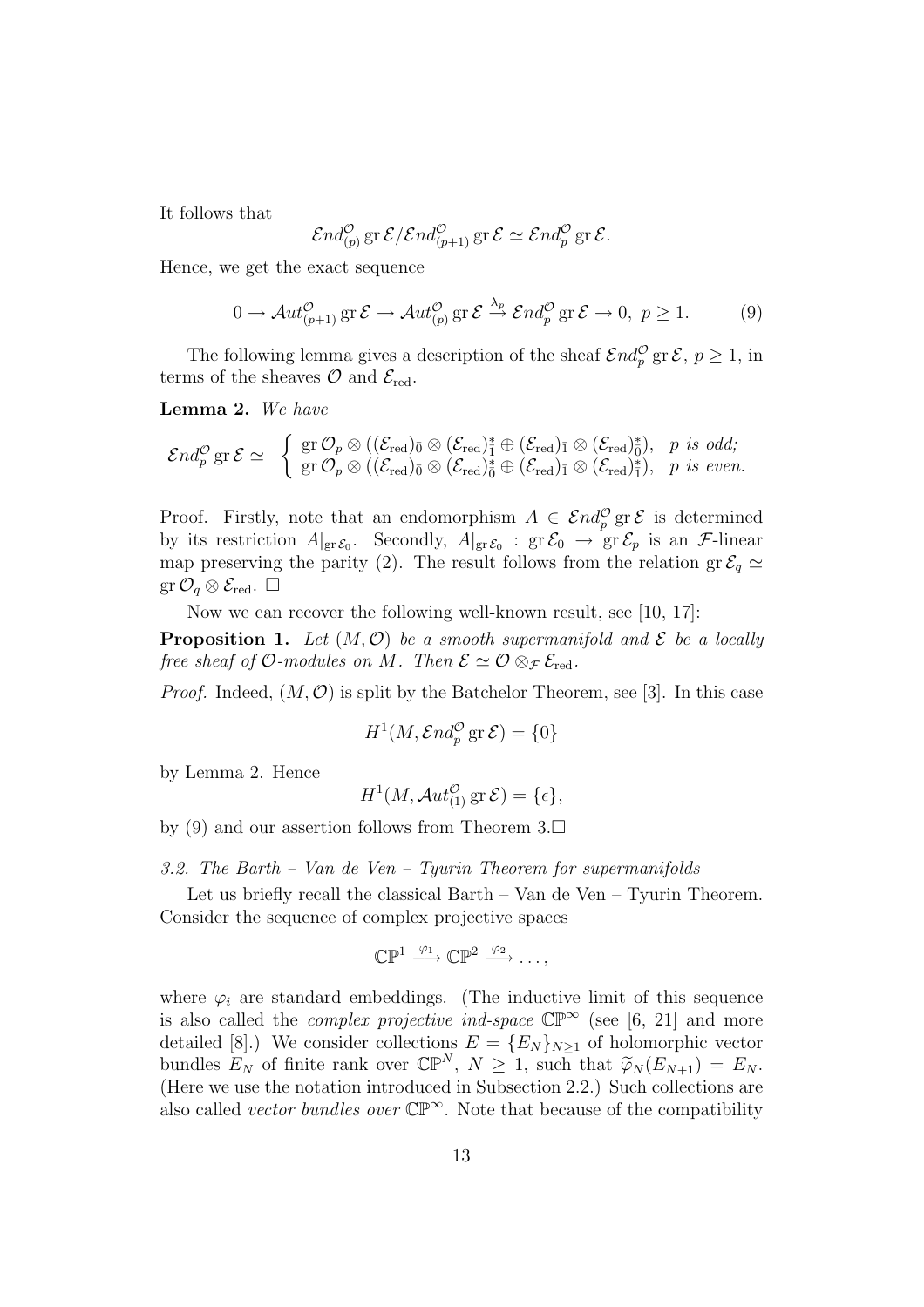It follows that

$$\mathcal{E}nd^{\mathcal{O}}_{(p)} \operatorname{gr} \mathcal{E} / \mathcal{E}nd^{\mathcal{O}}_{(p+1)} \operatorname{gr} \mathcal{E} \simeq \mathcal{E}nd^{\mathcal{O}}_{p} \operatorname{gr} \mathcal{E}.$$

Hence, we get the exact sequence

$$0 \to \mathcal{A}ut^{\mathcal{O}}_{(p+1)} \operatorname{gr} \mathcal{E} \to \mathcal{A}ut^{\mathcal{O}}_{(p)} \operatorname{gr} \mathcal{E} \xrightarrow{\lambda_p} \mathcal{E}nd^{\mathcal{O}}_{p} \operatorname{gr} \mathcal{E} \to 0, \ p \geq 1. \tag{9}$$

The following lemma gives a description of the sheaf $\mathcal{E}nd^{\mathcal{O}}_{p} \operatorname{gr} \mathcal{E}$, $p \geq 1$, in terms of the sheaves $\mathcal{O}$ and $\mathcal{E}_{\mathrm{red}}$.

**Lemma 2.** *We have*

$$\mathcal{E}nd^{\mathcal{O}}_{p} \operatorname{gr} \mathcal{E} \simeq \left\{ \begin{array}{ll} \operatorname{gr} \mathcal{O}_p \otimes ((\mathcal{E}_{\mathrm{red}})_{\bar{0}} \otimes (\mathcal{E}_{\mathrm{red}})^*_{\bar{1}} \oplus (\mathcal{E}_{\mathrm{red}})_{\bar{1}} \otimes (\mathcal{E}_{\mathrm{red}})^*_{\bar{0}}), & p \textit{ is odd;} \\ \operatorname{gr} \mathcal{O}_p \otimes ((\mathcal{E}_{\mathrm{red}})_{\bar{0}} \otimes (\mathcal{E}_{\mathrm{red}})^*_{\bar{0}} \oplus (\mathcal{E}_{\mathrm{red}})_{\bar{1}} \otimes (\mathcal{E}_{\mathrm{red}})^*_{\bar{1}}), & p \textit{ is even.} \end{array} \right.$$

Proof. Firstly, note that an endomorphism $A \in \mathcal{E}nd^{\mathcal{O}}_{p} \operatorname{gr} \mathcal{E}$ is determined by its restriction $A|_{\operatorname{gr} \mathcal{E}_0}$. Secondly, $A|_{\operatorname{gr} \mathcal{E}_0} : \operatorname{gr} \mathcal{E}_0 \to \operatorname{gr} \mathcal{E}_p$ is an $\mathcal{F}$-linear map preserving the parity (2). The result follows from the relation $\operatorname{gr} \mathcal{E}_q \simeq \operatorname{gr} \mathcal{O}_q \otimes \mathcal{E}_{\mathrm{red}}$. $\square$

Now we can recover the following well-known result, see [10, 17]:

**Proposition 1.** *Let $(M, \mathcal{O})$ be a smooth supermanifold and $\mathcal{E}$ be a locally free sheaf of $\mathcal{O}$-modules on $M$. Then $\mathcal{E} \simeq \mathcal{O} \otimes_{\mathcal{F}} \mathcal{E}_{\mathrm{red}}$.*

*Proof.* Indeed, $(M, \mathcal{O})$ is split by the Batchelor Theorem, see [3]. In this case

$$H^1(M, \mathcal{E}nd^{\mathcal{O}}_{p} \operatorname{gr} \mathcal{E}) = \{0\}$$

by Lemma 2. Hence

$$H^1(M, \mathcal{A}ut^{\mathcal{O}}_{(1)} \operatorname{gr} \mathcal{E}) = \{\epsilon\},$$

by (9) and our assertion follows from Theorem 3.$\square$

*3.2. The Barth – Van de Ven – Tyurin Theorem for supermanifolds*

Let us briefly recall the classical Barth – Van de Ven – Tyurin Theorem. Consider the sequence of complex projective spaces

$$\mathbb{CP}^1 \xrightarrow{\varphi_1} \mathbb{CP}^2 \xrightarrow{\varphi_2} \dots,$$

where $\varphi_i$ are standard embeddings. (The inductive limit of this sequence is also called the *complex projective ind-space* $\mathbb{CP}^\infty$ (see [6, 21] and more detailed [8].) We consider collections $E = \{E_N\}_{N \geq 1}$ of holomorphic vector bundles $E_N$ of finite rank over $\mathbb{CP}^N$, $N \geq 1$, such that $\widetilde{\varphi}_N(E_{N+1}) = E_N$. (Here we use the notation introduced in Subsection 2.2.) Such collections are also called *vector bundles over* $\mathbb{CP}^\infty$. Note that because of the compatibility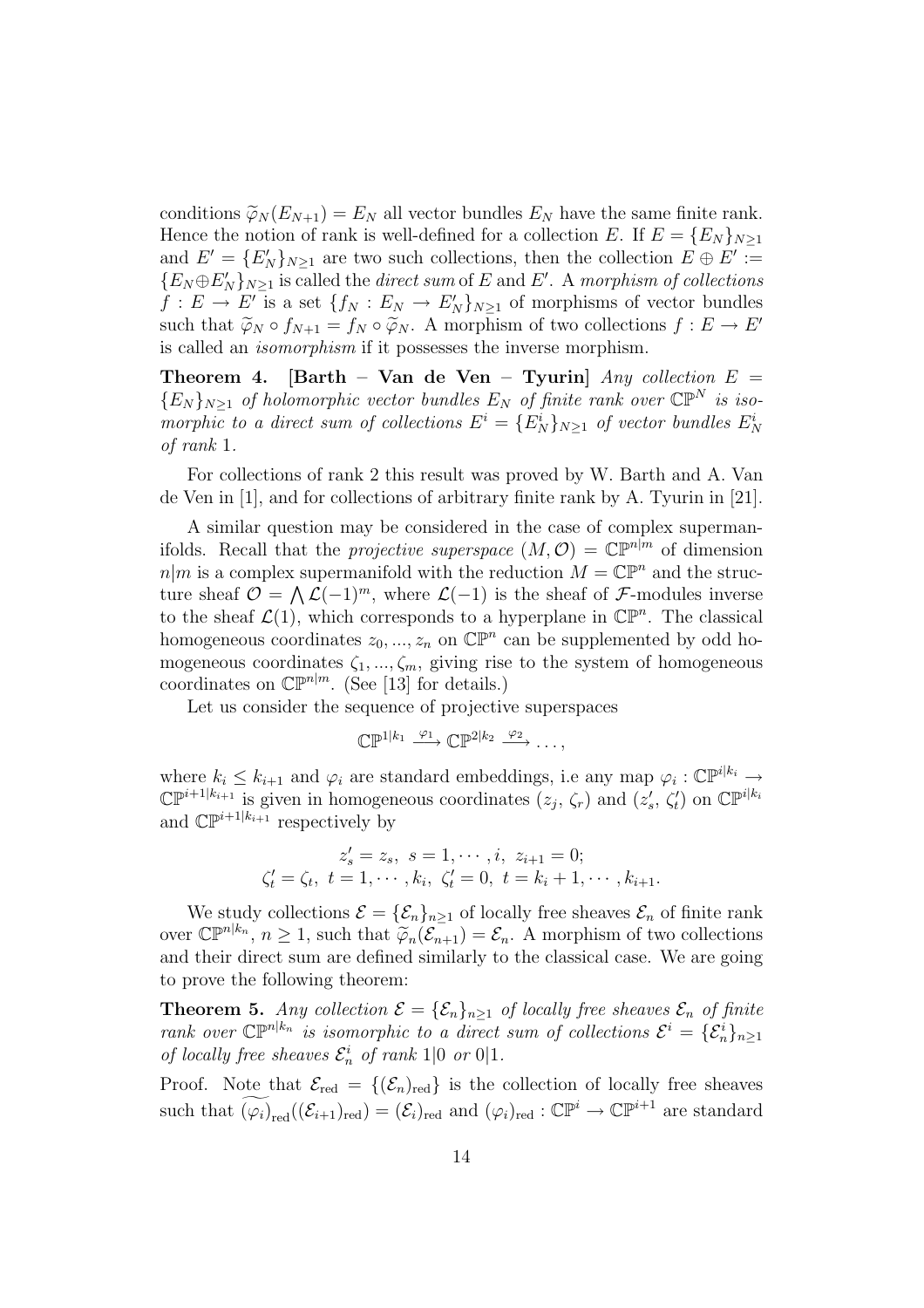conditions $\widetilde{\varphi}_N(E_{N+1}) = E_N$ all vector bundles $E_N$ have the same finite rank. Hence the notion of rank is well-defined for a collection $E$. If $E = \{E_N\}_{N\geq 1}$ and $E' = \{E'_N\}_{N\geq 1}$ are two such collections, then the collection $E \oplus E' := \{E_N \oplus E'_N\}_{N\geq 1}$ is called the *direct sum* of $E$ and $E'$. A *morphism of collections* $f : E \to E'$ is a set $\{f_N : E_N \to E'_N\}_{N\geq 1}$ of morphisms of vector bundles such that $\widetilde{\varphi}_N \circ f_{N+1} = f_N \circ \widetilde{\varphi}_N$. A morphism of two collections $f : E \to E'$ is called an *isomorphism* if it possesses the inverse morphism.

**Theorem 4. [Barth – Van de Ven – Tyurin]** *Any collection $E = \{E_N\}_{N\geq 1}$ of holomorphic vector bundles $E_N$ of finite rank over $\mathbb{CP}^N$ is isomorphic to a direct sum of collections $E^i = \{E^i_N\}_{N\geq 1}$ of vector bundles $E^i_N$ of rank* 1.

For collections of rank 2 this result was proved by W. Barth and A. Van de Ven in [1], and for collections of arbitrary finite rank by A. Tyurin in [21].

A similar question may be considered in the case of complex supermanifolds. Recall that the *projective superspace* $(M, \mathcal{O}) = \mathbb{CP}^{n|m}$ of dimension $n|m$ is a complex supermanifold with the reduction $M = \mathbb{CP}^n$ and the structure sheaf $\mathcal{O} = \bigwedge \mathcal{L}(-1)^m$, where $\mathcal{L}(-1)$ is the sheaf of $\mathcal{F}$-modules inverse to the sheaf $\mathcal{L}(1)$, which corresponds to a hyperplane in $\mathbb{CP}^n$. The classical homogeneous coordinates $z_0, ..., z_n$ on $\mathbb{CP}^n$ can be supplemented by odd homogeneous coordinates $\zeta_1, ..., \zeta_m$, giving rise to the system of homogeneous coordinates on $\mathbb{CP}^{n|m}$. (See [13] for details.)

Let us consider the sequence of projective superspaces

$$\mathbb{CP}^{1|k_1} \xrightarrow{\varphi_1} \mathbb{CP}^{2|k_2} \xrightarrow{\varphi_2} \dots,$$

where $k_i \leq k_{i+1}$ and $\varphi_i$ are standard embeddings, i.e any map $\varphi_i : \mathbb{CP}^{i|k_i} \to \mathbb{CP}^{i+1|k_{i+1}}$ is given in homogeneous coordinates $(z_j, \zeta_r)$ and $(z'_s, \zeta'_t)$ on $\mathbb{CP}^{i|k_i}$ and $\mathbb{CP}^{i+1|k_{i+1}}$ respectively by

$$z'_s = z_s, \ s = 1, \cdots, i, \ z_{i+1} = 0;$$
$$\zeta'_t = \zeta_t, \ t = 1, \cdots, k_i, \ \zeta'_t = 0, \ t = k_i + 1, \cdots, k_{i+1}.$$

We study collections $\mathcal{E} = \{\mathcal{E}_n\}_{n\geq 1}$ of locally free sheaves $\mathcal{E}_n$ of finite rank over $\mathbb{CP}^{n|k_n}$, $n \geq 1$, such that $\widetilde{\varphi}_n(\mathcal{E}_{n+1}) = \mathcal{E}_n$. A morphism of two collections and their direct sum are defined similarly to the classical case. We are going to prove the following theorem:

**Theorem 5.** *Any collection $\mathcal{E} = \{\mathcal{E}_n\}_{n\geq 1}$ of locally free sheaves $\mathcal{E}_n$ of finite rank over $\mathbb{CP}^{n|k_n}$ is isomorphic to a direct sum of collections $\mathcal{E}^i = \{\mathcal{E}^i_n\}_{n\geq 1}$ of locally free sheaves $\mathcal{E}^i_n$ of rank $1|0$ or $0|1$.*

Proof. Note that $\mathcal{E}_{\mathrm{red}} = \{(\mathcal{E}_n)_{\mathrm{red}}\}$ is the collection of locally free sheaves such that $\widetilde{(\varphi_i)}_{\mathrm{red}}((\mathcal{E}_{i+1})_{\mathrm{red}}) = (\mathcal{E}_i)_{\mathrm{red}}$ and $(\varphi_i)_{\mathrm{red}} : \mathbb{CP}^i \to \mathbb{CP}^{i+1}$ are standard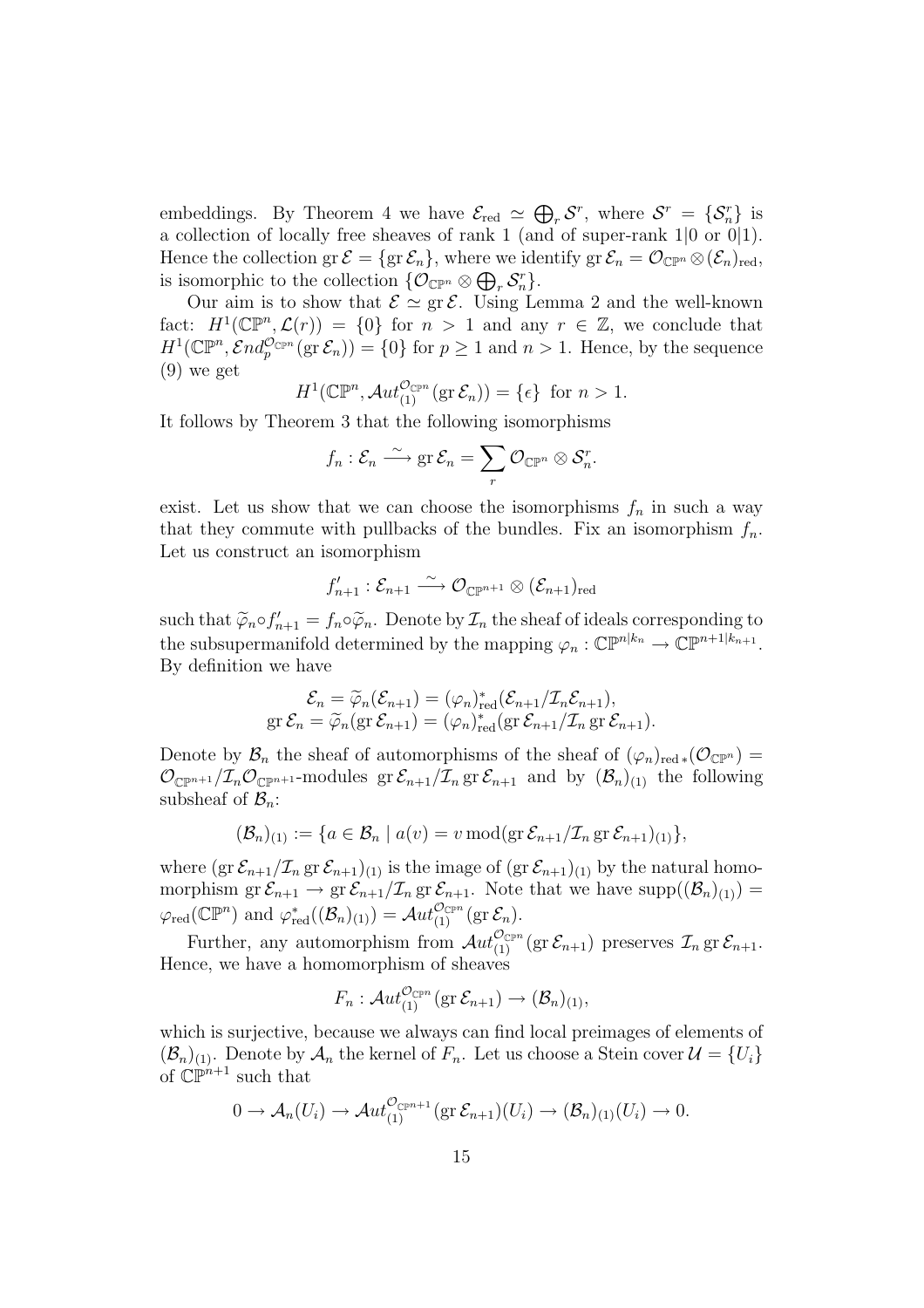embeddings. By Theorem 4 we have $\mathcal{E}_{\rm red} \simeq \bigoplus_r \mathcal{S}^r$, where $\mathcal{S}^r = \{\mathcal{S}^r_n\}$ is a collection of locally free sheaves of rank 1 (and of super-rank $1|0$ or $0|1$). Hence the collection $\operatorname{gr}\mathcal{E} = \{\operatorname{gr}\mathcal{E}_n\}$, where we identify $\operatorname{gr}\mathcal{E}_n = \mathcal{O}_{\mathbb{CP}^n}\otimes(\mathcal{E}_n)_{\rm red}$, is isomorphic to the collection $\{\mathcal{O}_{\mathbb{CP}^n}\otimes\bigoplus_r \mathcal{S}^r_n\}$.

Our aim is to show that $\mathcal{E}\simeq \operatorname{gr}\mathcal{E}$. Using Lemma 2 and the well-known fact: $H^1(\mathbb{CP}^n, \mathcal{L}(r)) = \{0\}$ for $n>1$ and any $r\in\mathbb{Z}$, we conclude that $H^1(\mathbb{CP}^n, \mathcal{E}nd_p^{\mathcal{O}_{\mathbb{CP}^n}}(\operatorname{gr}\mathcal{E}_n)) = \{0\}$ for $p\geq 1$ and $n>1$. Hence, by the sequence (9) we get

$$H^1(\mathbb{CP}^n, \mathcal{A}ut_{(1)}^{\mathcal{O}_{\mathbb{CP}^n}}(\operatorname{gr}\mathcal{E}_n)) = \{\epsilon\} \text{ for } n>1.$$

It follows by Theorem 3 that the following isomorphisms

$$f_n : \mathcal{E}_n \xrightarrow{\sim} \operatorname{gr}\mathcal{E}_n = \sum_r \mathcal{O}_{\mathbb{CP}^n}\otimes\mathcal{S}^r_n.$$

exist. Let us show that we can choose the isomorphisms $f_n$ in such a way that they commute with pullbacks of the bundles. Fix an isomorphism $f_n$. Let us construct an isomorphism

$$f'_{n+1} : \mathcal{E}_{n+1} \xrightarrow{\sim} \mathcal{O}_{\mathbb{CP}^{n+1}}\otimes(\mathcal{E}_{n+1})_{\rm red}$$

such that $\widetilde{\varphi}_n\circ f'_{n+1} = f_n\circ\widetilde{\varphi}_n$. Denote by $\mathcal{I}_n$ the sheaf of ideals corresponding to the subsupermanifold determined by the mapping $\varphi_n : \mathbb{CP}^{n|k_n}\to\mathbb{CP}^{n+1|k_{n+1}}$. By definition we have

$$\begin{aligned}\mathcal{E}_n = \widetilde{\varphi}_n(\mathcal{E}_{n+1}) = (\varphi_n)^*_{\rm red}(\mathcal{E}_{n+1}/\mathcal{I}_n\mathcal{E}_{n+1}),\\ \operatorname{gr}\mathcal{E}_n = \widetilde{\varphi}_n(\operatorname{gr}\mathcal{E}_{n+1}) = (\varphi_n)^*_{\rm red}(\operatorname{gr}\mathcal{E}_{n+1}/\mathcal{I}_n\operatorname{gr}\mathcal{E}_{n+1}).\end{aligned}$$

Denote by $\mathcal{B}_n$ the sheaf of automorphisms of the sheaf of $(\varphi_n)_{{\rm red}\,*}(\mathcal{O}_{\mathbb{CP}^n}) = \mathcal{O}_{\mathbb{CP}^{n+1}}/\mathcal{I}_n\mathcal{O}_{\mathbb{CP}^{n+1}}$-modules $\operatorname{gr}\mathcal{E}_{n+1}/\mathcal{I}_n\operatorname{gr}\mathcal{E}_{n+1}$ and by $(\mathcal{B}_n)_{(1)}$ the following subsheaf of $\mathcal{B}_n$:

$$(\mathcal{B}_n)_{(1)} := \{a\in\mathcal{B}_n \mid a(v) = v \bmod (\operatorname{gr}\mathcal{E}_{n+1}/\mathcal{I}_n\operatorname{gr}\mathcal{E}_{n+1})_{(1)}\},$$

where $(\operatorname{gr}\mathcal{E}_{n+1}/\mathcal{I}_n\operatorname{gr}\mathcal{E}_{n+1})_{(1)}$ is the image of $(\operatorname{gr}\mathcal{E}_{n+1})_{(1)}$ by the natural homomorphism $\operatorname{gr}\mathcal{E}_{n+1}\to\operatorname{gr}\mathcal{E}_{n+1}/\mathcal{I}_n\operatorname{gr}\mathcal{E}_{n+1}$. Note that we have $\operatorname{supp}((\mathcal{B}_n)_{(1)}) = \varphi_{\rm red}(\mathbb{CP}^n)$ and $\varphi^*_{\rm red}((\mathcal{B}_n)_{(1)}) = \mathcal{A}ut_{(1)}^{\mathcal{O}_{\mathbb{CP}^n}}(\operatorname{gr}\mathcal{E}_n)$.

Further, any automorphism from $\mathcal{A}ut_{(1)}^{\mathcal{O}_{\mathbb{CP}^n}}(\operatorname{gr}\mathcal{E}_{n+1})$ preserves $\mathcal{I}_n\operatorname{gr}\mathcal{E}_{n+1}$. Hence, we have a homomorphism of sheaves

$$F_n : \mathcal{A}ut_{(1)}^{\mathcal{O}_{\mathbb{CP}^n}}(\operatorname{gr}\mathcal{E}_{n+1})\to(\mathcal{B}_n)_{(1)},$$

which is surjective, because we always can find local preimages of elements of $(\mathcal{B}_n)_{(1)}$. Denote by $\mathcal{A}_n$ the kernel of $F_n$. Let us choose a Stein cover $\mathcal{U} = \{U_i\}$ of $\mathbb{CP}^{n+1}$ such that

$$0\to\mathcal{A}_n(U_i)\to\mathcal{A}ut_{(1)}^{\mathcal{O}_{\mathbb{CP}^{n+1}}}(\operatorname{gr}\mathcal{E}_{n+1})(U_i)\to(\mathcal{B}_n)_{(1)}(U_i)\to 0.$$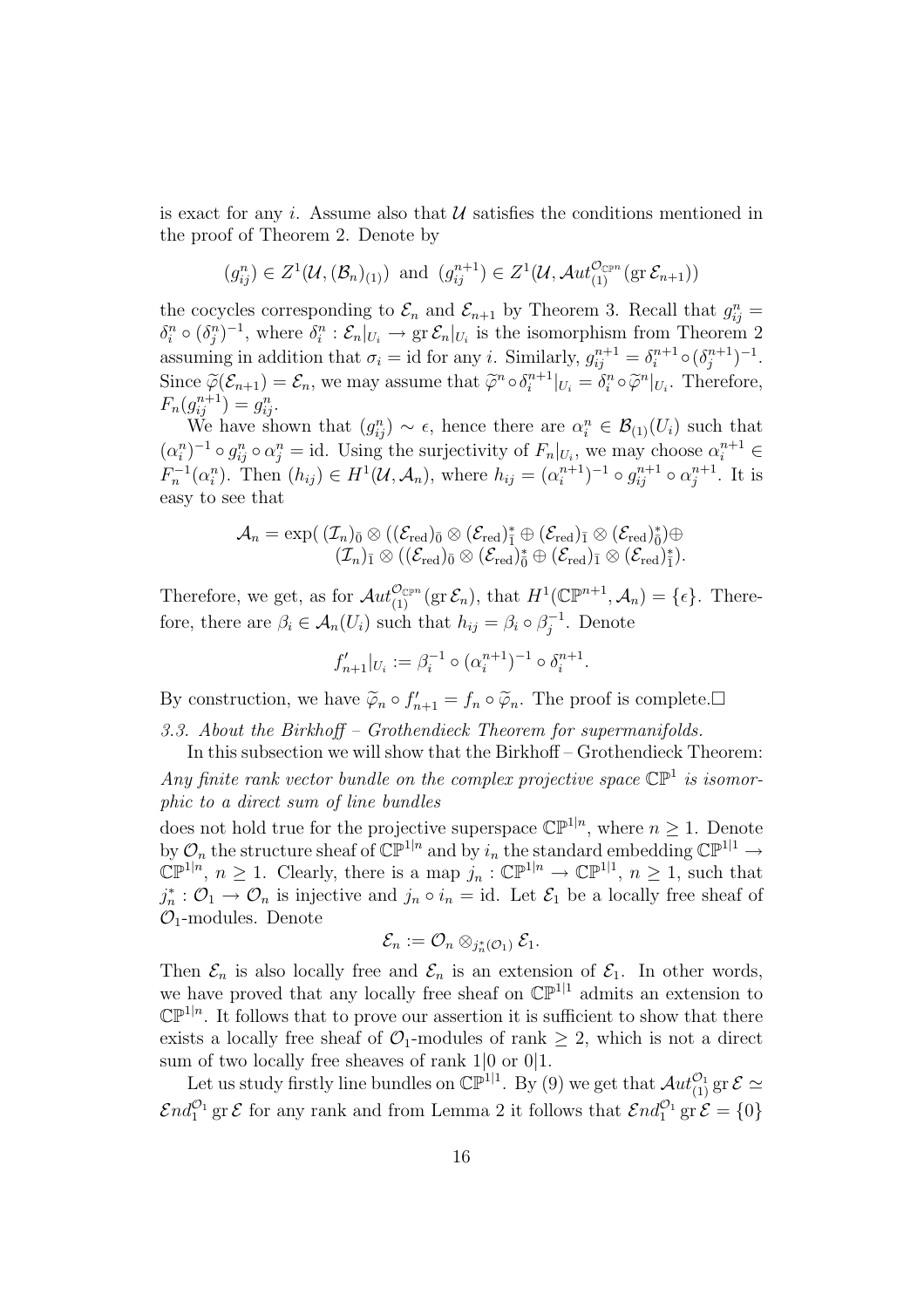is exact for any $i$. Assume also that $\mathcal{U}$ satisfies the conditions mentioned in the proof of Theorem 2. Denote by

$$(g^n_{ij}) \in Z^1(\mathcal{U}, (\mathcal{B}_n)_{(1)}) \text{ and } (g^{n+1}_{ij}) \in Z^1(\mathcal{U}, \mathcal{A}ut^{\mathcal{O}_{\mathbb{CP}^n}}_{(1)}(\operatorname{gr}\mathcal{E}_{n+1}))$$

the cocycles corresponding to $\mathcal{E}_n$ and $\mathcal{E}_{n+1}$ by Theorem 3. Recall that $g^n_{ij} = \delta^n_i \circ (\delta^n_j)^{-1}$, where $\delta^n_i : \mathcal{E}_n|_{U_i} \to \operatorname{gr}\mathcal{E}_n|_{U_i}$ is the isomorphism from Theorem 2 assuming in addition that $\sigma_i = \mathrm{id}$ for any $i$. Similarly, $g^{n+1}_{ij} = \delta^{n+1}_i \circ (\delta^{n+1}_j)^{-1}$. Since $\widetilde{\varphi}(\mathcal{E}_{n+1}) = \mathcal{E}_n$, we may assume that $\widetilde{\varphi}^n \circ \delta^{n+1}_i|_{U_i} = \delta^n_i \circ \widetilde{\varphi}^n|_{U_i}$. Therefore, $F_n(g^{n+1}_{ij}) = g^n_{ij}$.

We have shown that $(g^n_{ij}) \sim \epsilon$, hence there are $\alpha^n_i \in \mathcal{B}_{(1)}(U_i)$ such that $(\alpha^n_i)^{-1} \circ g^n_{ij} \circ \alpha^n_j = \mathrm{id}$. Using the surjectivity of $F_n|_{U_i}$, we may choose $\alpha^{n+1}_i \in F^{-1}_n(\alpha^n_i)$. Then $(h_{ij}) \in H^1(\mathcal{U}, \mathcal{A}_n)$, where $h_{ij} = (\alpha^{n+1}_i)^{-1} \circ g^{n+1}_{ij} \circ \alpha^{n+1}_j$. It is easy to see that

$$\mathcal{A}_n = \exp(\, (\mathcal{I}_n)_{\bar 0} \otimes ((\mathcal{E}_{\mathrm{red}})_{\bar 0} \otimes (\mathcal{E}_{\mathrm{red}})^*_{\bar 1} \oplus (\mathcal{E}_{\mathrm{red}})_{\bar 1} \otimes (\mathcal{E}_{\mathrm{red}})^*_{\bar 0}) \oplus \\ (\mathcal{I}_n)_{\bar 1} \otimes ((\mathcal{E}_{\mathrm{red}})_{\bar 0} \otimes (\mathcal{E}_{\mathrm{red}})^*_{\bar 0} \oplus (\mathcal{E}_{\mathrm{red}})_{\bar 1} \otimes (\mathcal{E}_{\mathrm{red}})^*_{\bar 1}).$$

Therefore, we get, as for $\mathcal{A}ut^{\mathcal{O}_{\mathbb{CP}^n}}_{(1)}(\operatorname{gr}\mathcal{E}_n)$, that $H^1(\mathbb{CP}^{n+1}, \mathcal{A}_n) = \{\epsilon\}$. Therefore, there are $\beta_i \in \mathcal{A}_n(U_i)$ such that $h_{ij} = \beta_i \circ \beta^{-1}_j$. Denote

$$f'_{n+1}|_{U_i} := \beta^{-1}_i \circ (\alpha^{n+1}_i)^{-1} \circ \delta^{n+1}_i.$$

By construction, we have $\widetilde{\varphi}_n \circ f'_{n+1} = f_n \circ \widetilde{\varphi}_n$. The proof is complete.$\Box$

*3.3. About the Birkhoff – Grothendieck Theorem for supermanifolds.*

In this subsection we will show that the Birkhoff – Grothendieck Theorem: *Any finite rank vector bundle on the complex projective space $\mathbb{CP}^1$ is isomorphic to a direct sum of line bundles*

does not hold true for the projective superspace $\mathbb{CP}^{1|n}$, where $n \geq 1$. Denote by $\mathcal{O}_n$ the structure sheaf of $\mathbb{CP}^{1|n}$ and by $i_n$ the standard embedding $\mathbb{CP}^{1|1} \to \mathbb{CP}^{1|n}$, $n \geq 1$. Clearly, there is a map $j_n : \mathbb{CP}^{1|n} \to \mathbb{CP}^{1|1}$, $n \geq 1$, such that $j^*_n : \mathcal{O}_1 \to \mathcal{O}_n$ is injective and $j_n \circ i_n = \mathrm{id}$. Let $\mathcal{E}_1$ be a locally free sheaf of $\mathcal{O}_1$-modules. Denote

$$\mathcal{E}_n := \mathcal{O}_n \otimes_{j^*_n(\mathcal{O}_1)} \mathcal{E}_1.$$

Then $\mathcal{E}_n$ is also locally free and $\mathcal{E}_n$ is an extension of $\mathcal{E}_1$. In other words, we have proved that any locally free sheaf on $\mathbb{CP}^{1|1}$ admits an extension to $\mathbb{CP}^{1|n}$. It follows that to prove our assertion it is sufficient to show that there exists a locally free sheaf of $\mathcal{O}_1$-modules of rank $\geq 2$, which is not a direct sum of two locally free sheaves of rank $1|0$ or $0|1$.

Let us study firstly line bundles on $\mathbb{CP}^{1|1}$. By (9) we get that $\mathcal{A}ut^{\mathcal{O}_1}_{(1)} \operatorname{gr}\mathcal{E} \simeq \mathcal{E}nd^{\mathcal{O}_1}_1 \operatorname{gr}\mathcal{E}$ for any rank and from Lemma 2 it follows that $\mathcal{E}nd^{\mathcal{O}_1}_1 \operatorname{gr}\mathcal{E} = \{0\}$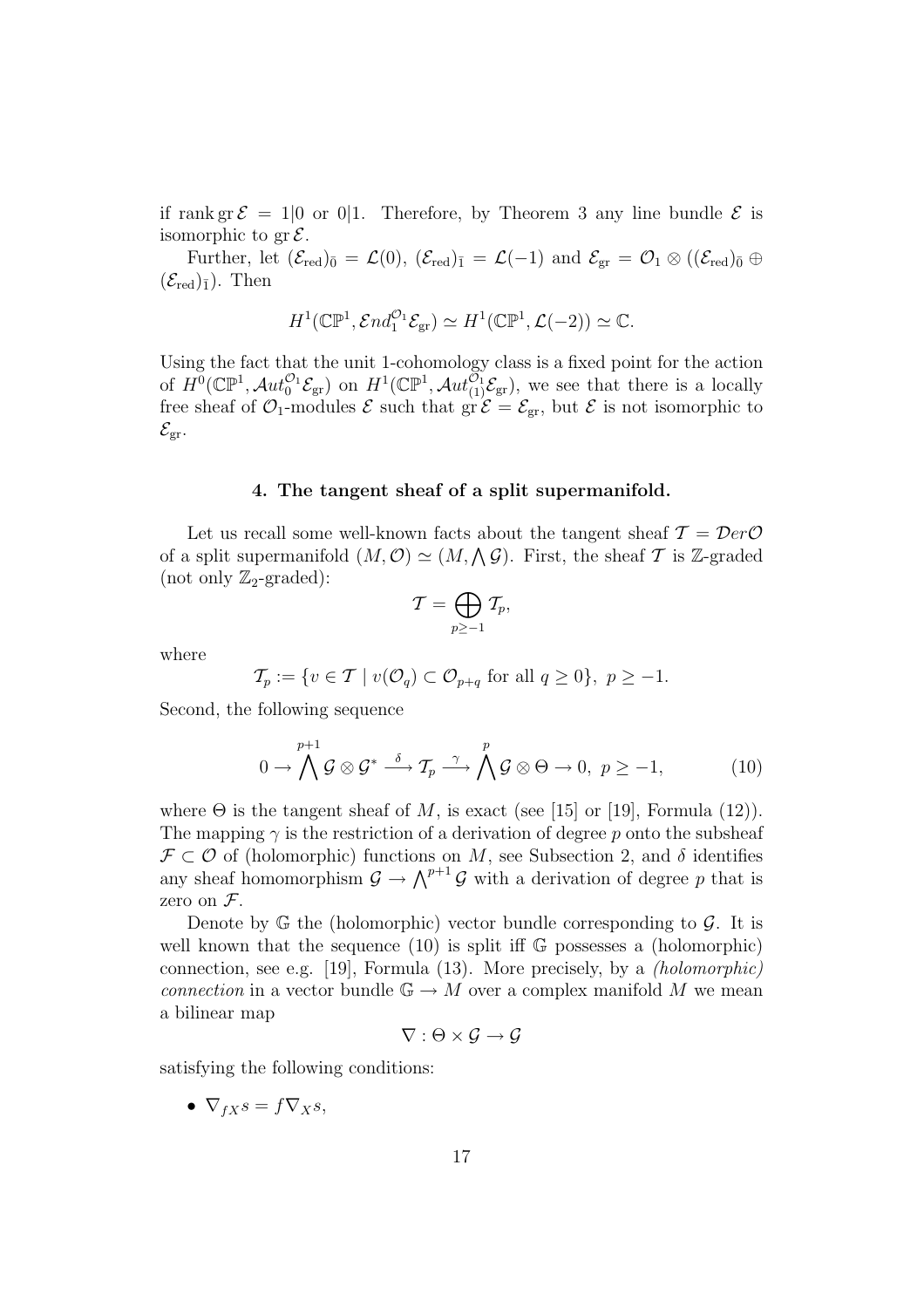if $\operatorname{rank} \operatorname{gr} \mathcal{E} = 1|0$ or $0|1$. Therefore, by Theorem 3 any line bundle $\mathcal{E}$ is isomorphic to $\operatorname{gr} \mathcal{E}$.

Further, let $(\mathcal{E}_{\mathrm{red}})_{\bar{0}} = \mathcal{L}(0)$, $(\mathcal{E}_{\mathrm{red}})_{\bar{1}} = \mathcal{L}(-1)$ and $\mathcal{E}_{\mathrm{gr}} = \mathcal{O}_1 \otimes ((\mathcal{E}_{\mathrm{red}})_{\bar{0}} \oplus (\mathcal{E}_{\mathrm{red}})_{\bar{1}})$. Then

$$H^1(\mathbb{CP}^1, \mathcal{E}nd_1^{\mathcal{O}_1}\mathcal{E}_{\mathrm{gr}}) \simeq H^1(\mathbb{CP}^1, \mathcal{L}(-2)) \simeq \mathbb{C}.$$

Using the fact that the unit 1-cohomology class is a fixed point for the action of $H^0(\mathbb{CP}^1, \mathcal{A}ut_0^{\mathcal{O}_1}\mathcal{E}_{\mathrm{gr}})$ on $H^1(\mathbb{CP}^1, \mathcal{A}ut_{(1)}^{\mathcal{O}_1}\mathcal{E}_{\mathrm{gr}})$, we see that there is a locally free sheaf of $\mathcal{O}_1$-modules $\mathcal{E}$ such that $\operatorname{gr} \mathcal{E} = \mathcal{E}_{\mathrm{gr}}$, but $\mathcal{E}$ is not isomorphic to $\mathcal{E}_{\mathrm{gr}}$.

## 4. The tangent sheaf of a split supermanifold.

Let us recall some well-known facts about the tangent sheaf $\mathcal{T} = \mathcal{D}er\mathcal{O}$ of a split supermanifold $(M, \mathcal{O}) \simeq (M, \bigwedge \mathcal{G})$. First, the sheaf $\mathcal{T}$ is $\mathbb{Z}$-graded (not only $\mathbb{Z}_2$-graded):

$$\mathcal{T} = \bigoplus_{p \geq -1} \mathcal{T}_p,$$

where

$$\mathcal{T}_p := \{v \in \mathcal{T} \mid v(\mathcal{O}_q) \subset \mathcal{O}_{p+q} \text{ for all } q \geq 0\},\ p \geq -1.$$

Second, the following sequence

$$0 \to \bigwedge^{p+1} \mathcal{G} \otimes \mathcal{G}^* \xrightarrow{\delta} \mathcal{T}_p \xrightarrow{\gamma} \bigwedge^{p} \mathcal{G} \otimes \Theta \to 0,\ p \geq -1, \tag{10}$$

where $\Theta$ is the tangent sheaf of $M$, is exact (see [15] or [19], Formula (12)). The mapping $\gamma$ is the restriction of a derivation of degree $p$ onto the subsheaf $\mathcal{F} \subset \mathcal{O}$ of (holomorphic) functions on $M$, see Subsection 2, and $\delta$ identifies any sheaf homomorphism $\mathcal{G} \to \bigwedge^{p+1} \mathcal{G}$ with a derivation of degree $p$ that is zero on $\mathcal{F}$.

Denote by $\mathbb{G}$ the (holomorphic) vector bundle corresponding to $\mathcal{G}$. It is well known that the sequence (10) is split iff $\mathbb{G}$ possesses a (holomorphic) connection, see e.g. [19], Formula (13). More precisely, by a *(holomorphic) connection* in a vector bundle $\mathbb{G} \to M$ over a complex manifold $M$ we mean a bilinear map

$$\nabla : \Theta \times \mathcal{G} \to \mathcal{G}$$

satisfying the following conditions:

- $\nabla_{fX} s = f \nabla_X s$,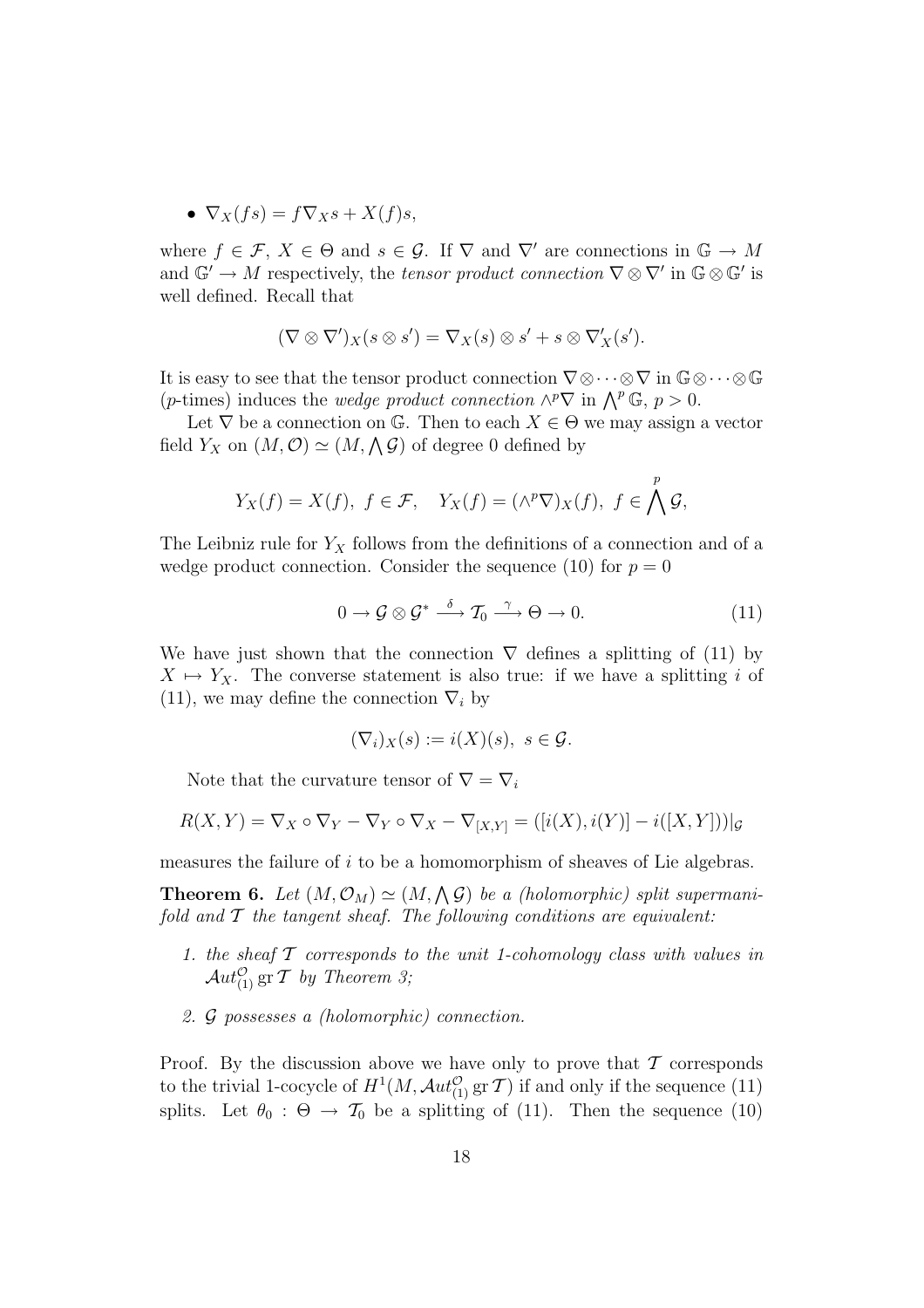- $\nabla_X(fs) = f\nabla_X s + X(f)s$,

where $f \in \mathcal{F}$, $X \in \Theta$ and $s \in \mathcal{G}$. If $\nabla$ and $\nabla'$ are connections in $\mathbb{G} \to M$ and $\mathbb{G}' \to M$ respectively, the *tensor product connection* $\nabla \otimes \nabla'$ in $\mathbb{G} \otimes \mathbb{G}'$ is well defined. Recall that

$$(\nabla \otimes \nabla')_X(s \otimes s') = \nabla_X(s) \otimes s' + s \otimes \nabla'_X(s').$$

It is easy to see that the tensor product connection $\nabla \otimes \cdots \otimes \nabla$ in $\mathbb{G} \otimes \cdots \otimes \mathbb{G}$ ($p$-times) induces the *wedge product connection* $\wedge^p \nabla$ in $\bigwedge^p \mathbb{G}$, $p > 0$.

Let $\nabla$ be a connection on $\mathbb{G}$. Then to each $X \in \Theta$ we may assign a vector field $Y_X$ on $(M, \mathcal{O}) \simeq (M, \bigwedge \mathcal{G})$ of degree 0 defined by

$$Y_X(f) = X(f), \ f \in \mathcal{F}, \quad Y_X(f) = (\wedge^p \nabla)_X(f), \ f \in \bigwedge^p \mathcal{G},$$

The Leibniz rule for $Y_X$ follows from the definitions of a connection and of a wedge product connection. Consider the sequence (10) for $p = 0$

$$0 \to \mathcal{G} \otimes \mathcal{G}^* \xrightarrow{\delta} \mathcal{T}_0 \xrightarrow{\gamma} \Theta \to 0. \tag{11}$$

We have just shown that the connection $\nabla$ defines a splitting of (11) by $X \mapsto Y_X$. The converse statement is also true: if we have a splitting $i$ of (11), we may define the connection $\nabla_i$ by

$$(\nabla_i)_X(s) := i(X)(s), \ s \in \mathcal{G}.$$

Note that the curvature tensor of $\nabla = \nabla_i$

$$R(X, Y) = \nabla_X \circ \nabla_Y - \nabla_Y \circ \nabla_X - \nabla_{[X,Y]} = ([i(X), i(Y)] - i([X, Y]))|_{\mathcal{G}}$$

measures the failure of $i$ to be a homomorphism of sheaves of Lie algebras.

**Theorem 6.** *Let $(M, \mathcal{O}_M) \simeq (M, \bigwedge \mathcal{G})$ be a (holomorphic) split supermanifold and $\mathcal{T}$ the tangent sheaf. The following conditions are equivalent:*

1. *the sheaf $\mathcal{T}$ corresponds to the unit 1-cohomology class with values in $\mathcal{A}ut^{\mathcal{O}}_{(1)} \operatorname{gr} \mathcal{T}$ by Theorem 3;*
2. *$\mathcal{G}$ possesses a (holomorphic) connection.*

Proof. By the discussion above we have only to prove that $\mathcal{T}$ corresponds to the trivial 1-cocycle of $H^1(M, \mathcal{A}ut^{\mathcal{O}}_{(1)} \operatorname{gr} \mathcal{T})$ if and only if the sequence (11) splits. Let $\theta_0 : \Theta \to \mathcal{T}_0$ be a splitting of (11). Then the sequence (10)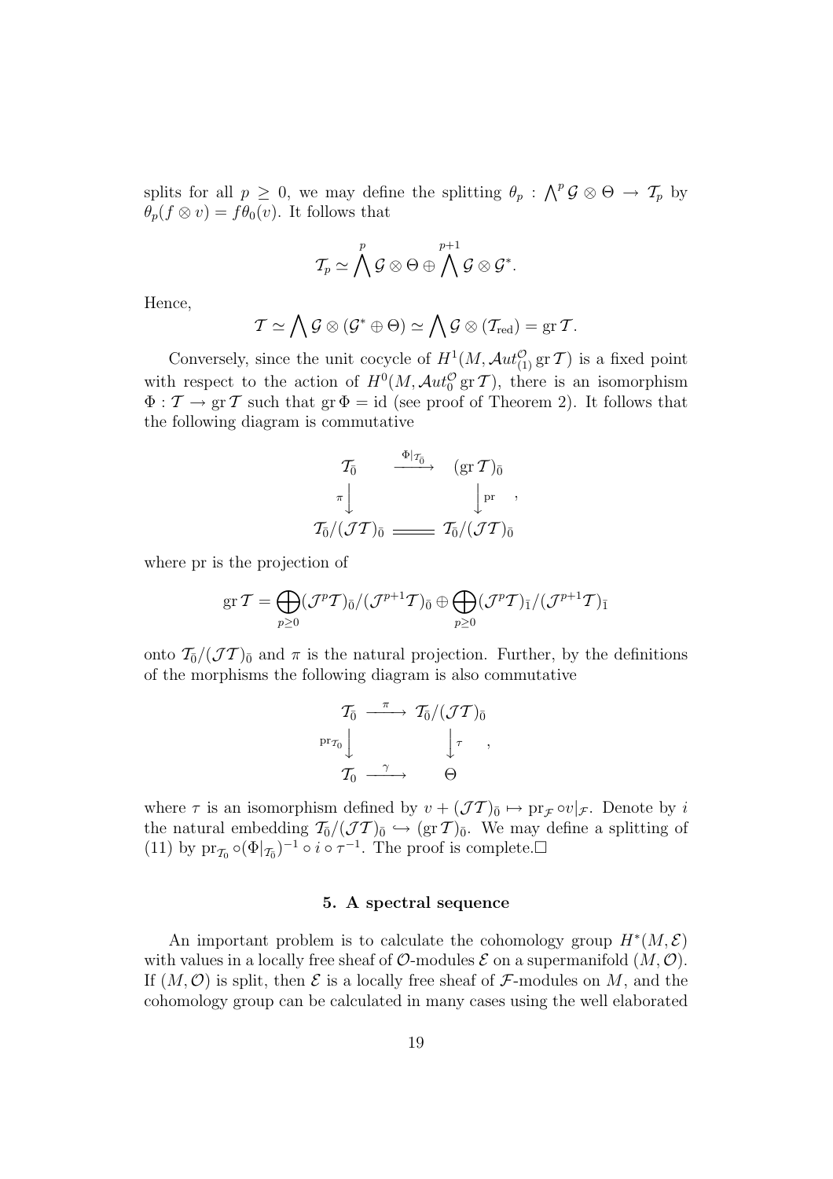splits for all $p \geq 0$, we may define the splitting $\theta_p : \bigwedge^p \mathcal{G} \otimes \Theta \to \mathcal{T}_p$ by $\theta_p(f \otimes v) = f\theta_0(v)$. It follows that

$$\mathcal{T}_p \simeq \bigwedge^p \mathcal{G} \otimes \Theta \oplus \bigwedge^{p+1} \mathcal{G} \otimes \mathcal{G}^*.$$

Hence,

$$\mathcal{T} \simeq \bigwedge \mathcal{G} \otimes (\mathcal{G}^* \oplus \Theta) \simeq \bigwedge \mathcal{G} \otimes (\mathcal{T}_{\mathrm{red}}) = \operatorname{gr} \mathcal{T}.$$

Conversely, since the unit cocycle of $H^1(M, \mathcal{A}ut^{\mathcal{O}}_{(1)} \operatorname{gr} \mathcal{T})$ is a fixed point with respect to the action of $H^0(M, \mathcal{A}ut^{\mathcal{O}}_0 \operatorname{gr} \mathcal{T})$, there is an isomorphism $\Phi : \mathcal{T} \to \operatorname{gr} \mathcal{T}$ such that $\operatorname{gr} \Phi = \mathrm{id}$ (see proof of Theorem 2). It follows that the following diagram is commutative

$$\begin{array}{ccc}
\mathcal{T}_{\bar{0}} & \xrightarrow{\Phi|_{\mathcal{T}_{\bar{0}}}} & (\operatorname{gr} \mathcal{T})_{\bar{0}} \\
\pi \downarrow & & \downarrow \mathrm{pr} \\
\mathcal{T}_{\bar{0}}/(\mathcal{J}\mathcal{T})_{\bar{0}} & = & \mathcal{T}_{\bar{0}}/(\mathcal{J}\mathcal{T})_{\bar{0}}
\end{array},$$

where pr is the projection of

$$\operatorname{gr} \mathcal{T} = \bigoplus_{p \geq 0} (\mathcal{J}^p \mathcal{T})_{\bar{0}}/(\mathcal{J}^{p+1}\mathcal{T})_{\bar{0}} \oplus \bigoplus_{p \geq 0} (\mathcal{J}^p \mathcal{T})_{\bar{1}}/(\mathcal{J}^{p+1}\mathcal{T})_{\bar{1}}$$

onto $\mathcal{T}_{\bar{0}}/(\mathcal{J}\mathcal{T})_{\bar{0}}$ and $\pi$ is the natural projection. Further, by the definitions of the morphisms the following diagram is also commutative

$$\begin{array}{ccc}
\mathcal{T}_{\bar{0}} & \xrightarrow{\pi} & \mathcal{T}_{\bar{0}}/(\mathcal{J}\mathcal{T})_{\bar{0}} \\
\mathrm{pr}_{\mathcal{T}_0} \downarrow & & \downarrow \tau \\
\mathcal{T}_0 & \xrightarrow{\gamma} & \Theta
\end{array},$$

where $\tau$ is an isomorphism defined by $v + (\mathcal{J}\mathcal{T})_{\bar{0}} \mapsto \mathrm{pr}_{\mathcal{F}} \circ v|_{\mathcal{F}}$. Denote by $i$ the natural embedding $\mathcal{T}_{\bar{0}}/(\mathcal{J}\mathcal{T})_{\bar{0}} \hookrightarrow (\operatorname{gr} \mathcal{T})_{\bar{0}}$. We may define a splitting of (11) by $\mathrm{pr}_{\mathcal{T}_0} \circ (\Phi|_{\mathcal{T}_{\bar{0}}})^{-1} \circ i \circ \tau^{-1}$. The proof is complete.$\Box$

### 5. A spectral sequence

An important problem is to calculate the cohomology group $H^*(M, \mathcal{E})$ with values in a locally free sheaf of $\mathcal{O}$-modules $\mathcal{E}$ on a supermanifold $(M, \mathcal{O})$. If $(M, \mathcal{O})$ is split, then $\mathcal{E}$ is a locally free sheaf of $\mathcal{F}$-modules on $M$, and the cohomology group can be calculated in many cases using the well elaborated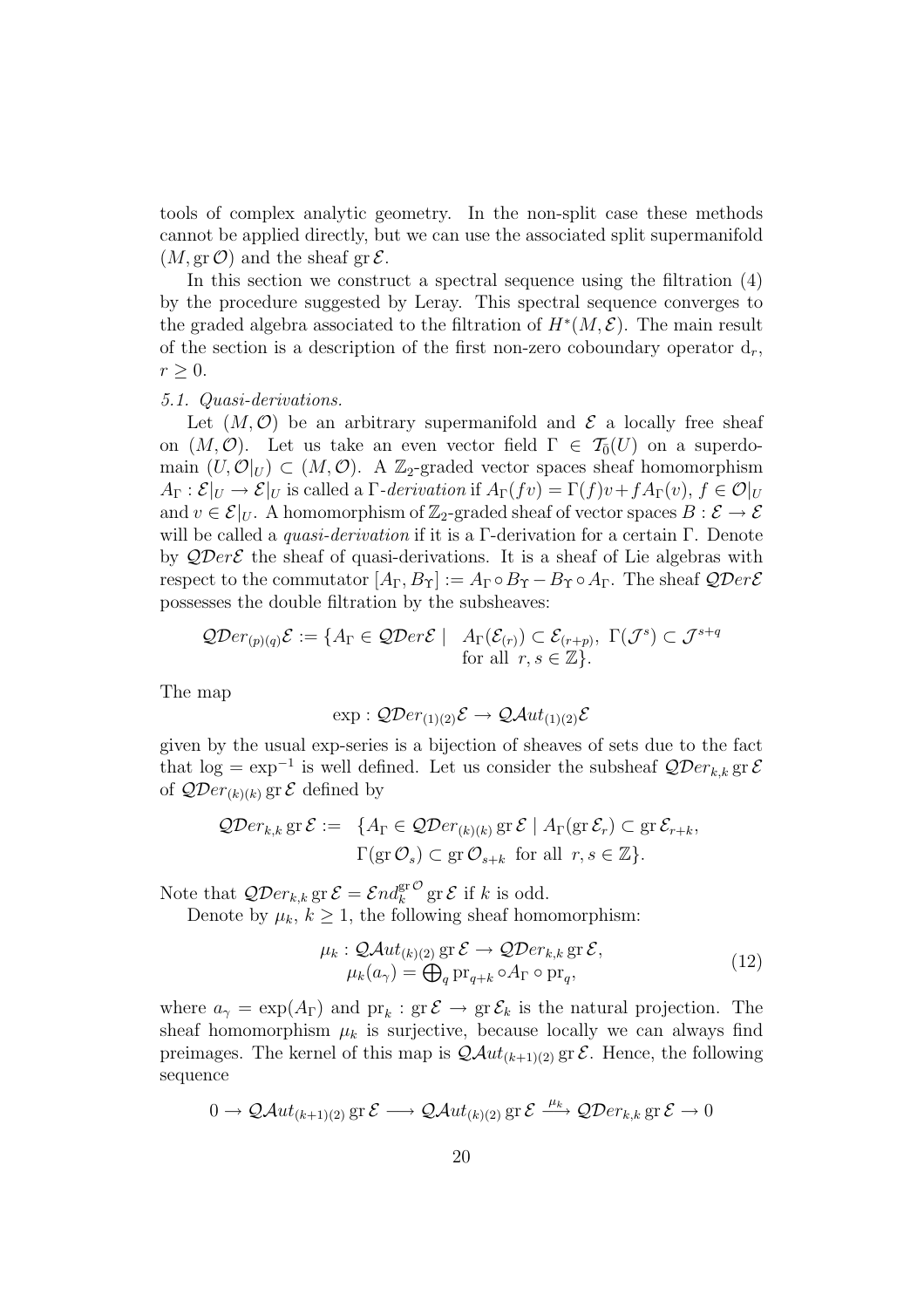tools of complex analytic geometry. In the non-split case these methods cannot be applied directly, but we can use the associated split supermanifold $(M, \operatorname{gr}\mathcal{O})$ and the sheaf $\operatorname{gr}\mathcal{E}$.

In this section we construct a spectral sequence using the filtration (4) by the procedure suggested by Leray. This spectral sequence converges to the graded algebra associated to the filtration of $H^*(M,\mathcal{E})$. The main result of the section is a description of the first non-zero coboundary operator $\mathrm{d}_r$, $r \geq 0$.

*5.1. Quasi-derivations.*

Let $(M,\mathcal{O})$ be an arbitrary supermanifold and $\mathcal{E}$ a locally free sheaf on $(M,\mathcal{O})$. Let us take an even vector field $\Gamma \in \mathcal{T}_{\bar{0}}(U)$ on a superdomain $(U, \mathcal{O}|_U) \subset (M,\mathcal{O})$. A $\mathbb{Z}_2$-graded vector spaces sheaf homomorphism $A_\Gamma : \mathcal{E}|_U \to \mathcal{E}|_U$ is called a $\Gamma$-*derivation* if $A_\Gamma(fv) = \Gamma(f)v + fA_\Gamma(v)$, $f \in \mathcal{O}|_U$ and $v \in \mathcal{E}|_U$. A homomorphism of $\mathbb{Z}_2$-graded sheaf of vector spaces $B : \mathcal{E} \to \mathcal{E}$ will be called a *quasi-derivation* if it is a $\Gamma$-derivation for a certain $\Gamma$. Denote by $\mathcal{QD}er\mathcal{E}$ the sheaf of quasi-derivations. It is a sheaf of Lie algebras with respect to the commutator $[A_\Gamma, B_\Upsilon] := A_\Gamma \circ B_\Upsilon - B_\Upsilon \circ A_\Gamma$. The sheaf $\mathcal{QD}er\mathcal{E}$ possesses the double filtration by the subsheaves:

$$\mathcal{QD}er_{(p)(q)}\mathcal{E} := \{A_\Gamma \in \mathcal{QD}er\mathcal{E} \mid \quad A_\Gamma(\mathcal{E}_{(r)}) \subset \mathcal{E}_{(r+p)},\ \Gamma(\mathcal{J}^s) \subset \mathcal{J}^{s+q} \text{ for all } r,s \in \mathbb{Z}\}.$$

The map

$$\exp : \mathcal{QD}er_{(1)(2)}\mathcal{E} \to \mathcal{QA}ut_{(1)(2)}\mathcal{E}$$

given by the usual exp-series is a bijection of sheaves of sets due to the fact that $\log = \exp^{-1}$ is well defined. Let us consider the subsheaf $\mathcal{QD}er_{k,k}\operatorname{gr}\mathcal{E}$ of $\mathcal{QD}er_{(k)(k)}\operatorname{gr}\mathcal{E}$ defined by

$$\begin{aligned}\mathcal{QD}er_{k,k}\operatorname{gr}\mathcal{E} := \quad &\{A_\Gamma \in \mathcal{QD}er_{(k)(k)}\operatorname{gr}\mathcal{E} \mid A_\Gamma(\operatorname{gr}\mathcal{E}_r) \subset \operatorname{gr}\mathcal{E}_{r+k},\\ &\Gamma(\operatorname{gr}\mathcal{O}_s) \subset \operatorname{gr}\mathcal{O}_{s+k} \text{ for all } r,s \in \mathbb{Z}\}.\end{aligned}$$

Note that $\mathcal{QD}er_{k,k}\operatorname{gr}\mathcal{E} = \mathcal{E}nd_k^{\operatorname{gr}\mathcal{O}}\operatorname{gr}\mathcal{E}$ if $k$ is odd.

Denote by $\mu_k$, $k \geq 1$, the following sheaf homomorphism:

$$\begin{aligned}\mu_k : \mathcal{QA}ut_{(k)(2)}\operatorname{gr}\mathcal{E} &\to \mathcal{QD}er_{k,k}\operatorname{gr}\mathcal{E},\\ \mu_k(a_\gamma) &= \bigoplus\nolimits_q \operatorname{pr}_{q+k} \circ A_\Gamma \circ \operatorname{pr}_q,\end{aligned} \tag{12}$$

where $a_\gamma = \exp(A_\Gamma)$ and $\operatorname{pr}_k : \operatorname{gr}\mathcal{E} \to \operatorname{gr}\mathcal{E}_k$ is the natural projection. The sheaf homomorphism $\mu_k$ is surjective, because locally we can always find preimages. The kernel of this map is $\mathcal{QA}ut_{(k+1)(2)}\operatorname{gr}\mathcal{E}$. Hence, the following sequence

$$0 \to \mathcal{QA}ut_{(k+1)(2)}\operatorname{gr}\mathcal{E} \longrightarrow \mathcal{QA}ut_{(k)(2)}\operatorname{gr}\mathcal{E} \xrightarrow{\mu_k} \mathcal{QD}er_{k,k}\operatorname{gr}\mathcal{E} \to 0$$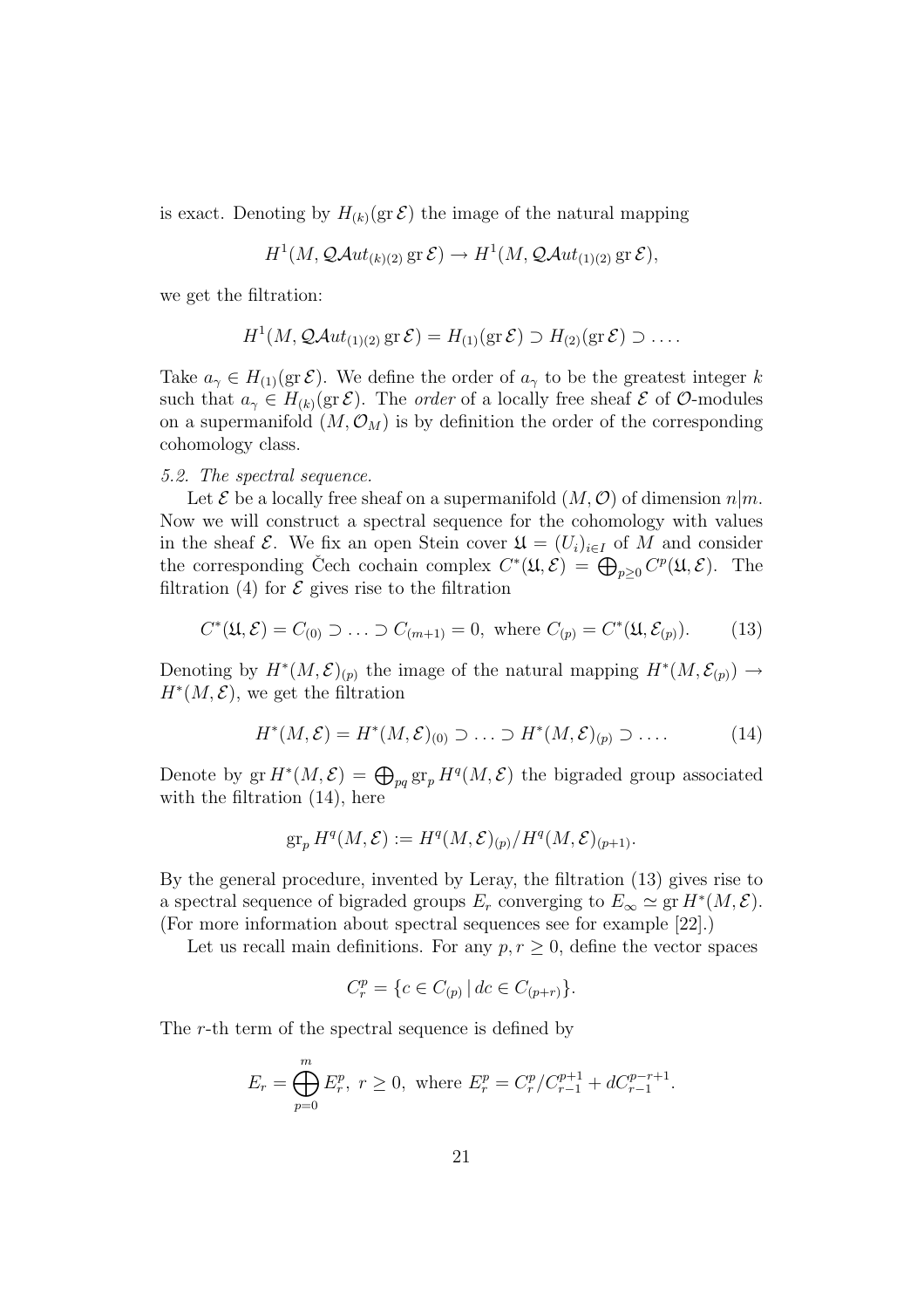is exact. Denoting by $H_{(k)}(\operatorname{gr}\mathcal{E})$ the image of the natural mapping

$$H^1(M, \mathcal{QA}ut_{(k)(2)} \operatorname{gr}\mathcal{E}) \to H^1(M, \mathcal{QA}ut_{(1)(2)} \operatorname{gr}\mathcal{E}),$$

we get the filtration:

$$H^1(M, \mathcal{QA}ut_{(1)(2)} \operatorname{gr}\mathcal{E}) = H_{(1)}(\operatorname{gr}\mathcal{E}) \supset H_{(2)}(\operatorname{gr}\mathcal{E}) \supset \ldots.$$

Take $a_\gamma \in H_{(1)}(\operatorname{gr}\mathcal{E})$. We define the order of $a_\gamma$ to be the greatest integer $k$ such that $a_\gamma \in H_{(k)}(\operatorname{gr}\mathcal{E})$. The *order* of a locally free sheaf $\mathcal{E}$ of $\mathcal{O}$-modules on a supermanifold $(M, \mathcal{O}_M)$ is by definition the order of the corresponding cohomology class.

*5.2. The spectral sequence.*

Let $\mathcal{E}$ be a locally free sheaf on a supermanifold $(M, \mathcal{O})$ of dimension $n|m$. Now we will construct a spectral sequence for the cohomology with values in the sheaf $\mathcal{E}$. We fix an open Stein cover $\mathfrak{U} = (U_i)_{i\in I}$ of $M$ and consider the corresponding Čech cochain complex $C^*(\mathfrak{U}, \mathcal{E}) = \bigoplus_{p\geq 0} C^p(\mathfrak{U}, \mathcal{E})$. The filtration (4) for $\mathcal{E}$ gives rise to the filtration

$$C^*(\mathfrak{U}, \mathcal{E}) = C_{(0)} \supset \ldots \supset C_{(m+1)} = 0, \text{ where } C_{(p)} = C^*(\mathfrak{U}, \mathcal{E}_{(p)}). \tag{13}$$

Denoting by $H^*(M, \mathcal{E})_{(p)}$ the image of the natural mapping $H^*(M, \mathcal{E}_{(p)}) \to H^*(M, \mathcal{E})$, we get the filtration

$$H^*(M, \mathcal{E}) = H^*(M, \mathcal{E})_{(0)} \supset \ldots \supset H^*(M, \mathcal{E})_{(p)} \supset \ldots. \tag{14}$$

Denote by $\operatorname{gr} H^*(M, \mathcal{E}) = \bigoplus_{pq} \operatorname{gr}_p H^q(M, \mathcal{E})$ the bigraded group associated with the filtration (14), here

$$\operatorname{gr}_p H^q(M, \mathcal{E}) := H^q(M, \mathcal{E})_{(p)}/H^q(M, \mathcal{E})_{(p+1)}.$$

By the general procedure, invented by Leray, the filtration (13) gives rise to a spectral sequence of bigraded groups $E_r$ converging to $E_\infty \simeq \operatorname{gr} H^*(M, \mathcal{E})$. (For more information about spectral sequences see for example [22].)

Let us recall main definitions. For any $p, r \geq 0$, define the vector spaces

$$C_r^p = \{c \in C_{(p)} \mid dc \in C_{(p+r)}\}.$$

The $r$-th term of the spectral sequence is defined by

$$E_r = \bigoplus_{p=0}^{m} E_r^p, \ r \geq 0, \text{ where } E_r^p = C_r^p / C_{r-1}^{p+1} + dC_{r-1}^{p-r+1}.$$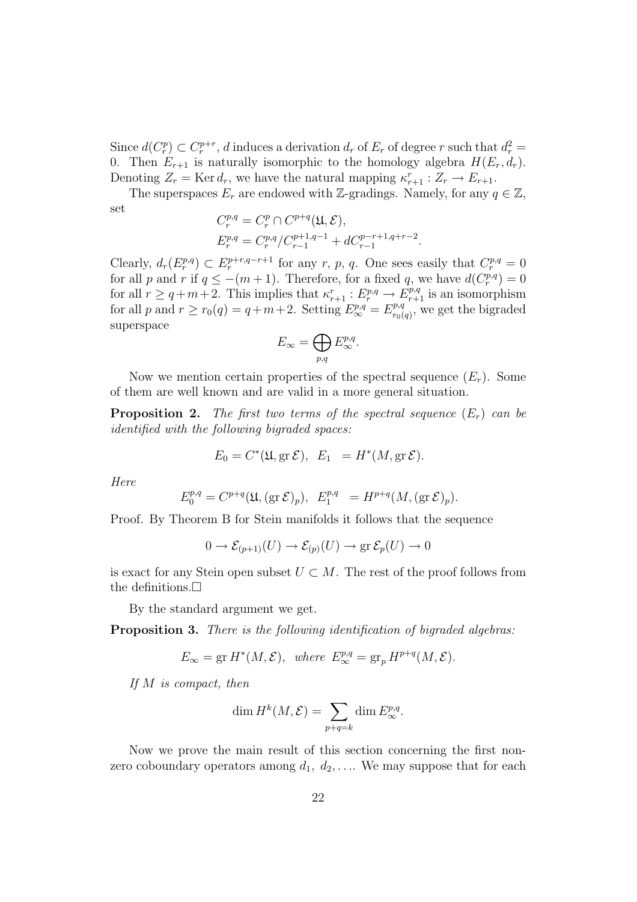Since $d(C_r^p) \subset C_r^{p+r}$, $d$ induces a derivation $d_r$ of $E_r$ of degree $r$ such that $d_r^2 = 0$. Then $E_{r+1}$ is naturally isomorphic to the homology algebra $H(E_r, d_r)$. Denoting $Z_r = \operatorname{Ker} d_r$, we have the natural mapping $\kappa_{r+1}^r : Z_r \to E_{r+1}$.

The superspaces $E_r$ are endowed with $\mathbb{Z}$-gradings. Namely, for any $q \in \mathbb{Z}$, set

$$C_r^{p,q} = C_r^p \cap C^{p+q}(\mathfrak{U}, \mathcal{E}),$$
$$E_r^{p,q} = C_r^{p,q} / C_{r-1}^{p+1,q-1} + dC_{r-1}^{p-r+1,q+r-2}.$$

Clearly, $d_r(E_r^{p,q}) \subset E_r^{p+r,q-r+1}$ for any $r$, $p$, $q$. One sees easily that $C_r^{p,q} = 0$ for all $p$ and $r$ if $q \leq -(m+1)$. Therefore, for a fixed $q$, we have $d(C_r^{p,q}) = 0$ for all $r \geq q+m+2$. This implies that $\kappa_{r+1}^r : E_r^{p,q} \to E_{r+1}^{p,q}$ is an isomorphism for all $p$ and $r \geq r_0(q) = q+m+2$. Setting $E_\infty^{p,q} = E_{r_0(q)}^{p,q}$, we get the bigraded superspace

$$E_\infty = \bigoplus_{p,q} E_\infty^{p,q}.$$

Now we mention certain properties of the spectral sequence $(E_r)$. Some of them are well known and are valid in a more general situation.

**Proposition 2.** *The first two terms of the spectral sequence $(E_r)$ can be identified with the following bigraded spaces:*

$$E_0 = C^*(\mathfrak{U}, \operatorname{gr} \mathcal{E}), \quad E_1 = H^*(M, \operatorname{gr} \mathcal{E}).$$

*Here*

$$E_0^{p,q} = C^{p+q}(\mathfrak{U}, (\operatorname{gr} \mathcal{E})_p), \quad E_1^{p,q} = H^{p+q}(M, (\operatorname{gr} \mathcal{E})_p).$$

Proof. By Theorem B for Stein manifolds it follows that the sequence

$$0 \to \mathcal{E}_{(p+1)}(U) \to \mathcal{E}_{(p)}(U) \to \operatorname{gr} \mathcal{E}_p(U) \to 0$$

is exact for any Stein open subset $U \subset M$. The rest of the proof follows from the definitions.□

By the standard argument we get.

**Proposition 3.** *There is the following identification of bigraded algebras:*

$$E_\infty = \operatorname{gr} H^*(M, \mathcal{E}), \quad \text{where } E_\infty^{p,q} = \operatorname{gr}_p H^{p+q}(M, \mathcal{E}).$$

*If $M$ is compact, then*

$$\dim H^k(M, \mathcal{E}) = \sum_{p+q=k} \dim E_\infty^{p,q}.$$

Now we prove the main result of this section concerning the first non-zero coboundary operators among $d_1, d_2, \ldots$. We may suppose that for each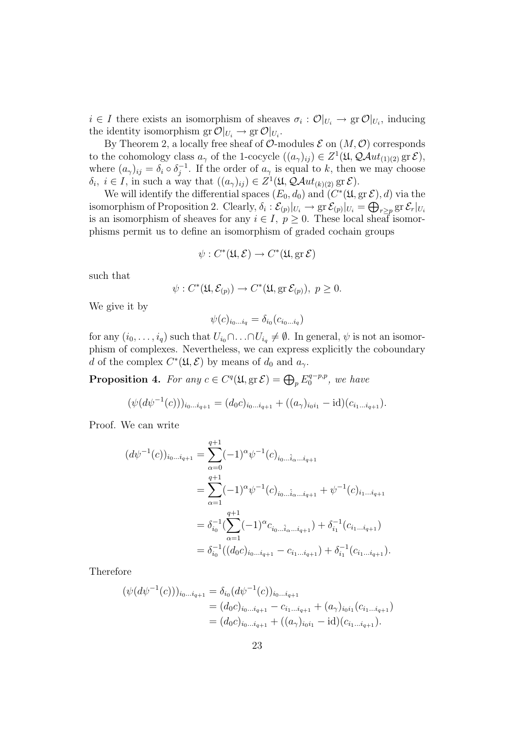$i \in I$ there exists an isomorphism of sheaves $\sigma_i : \mathcal{O}|_{U_i} \to \operatorname{gr}\mathcal{O}|_{U_i}$, inducing the identity isomorphism $\operatorname{gr}\mathcal{O}|_{U_i} \to \operatorname{gr}\mathcal{O}|_{U_i}$.

By Theorem 2, a locally free sheaf of $\mathcal{O}$-modules $\mathcal{E}$ on $(M, \mathcal{O})$ corresponds to the cohomology class $a_\gamma$ of the 1-cocycle $((a_\gamma)_{ij}) \in Z^1(\mathfrak{U}, \mathcal{QA}ut_{(1)(2)} \operatorname{gr}\mathcal{E})$, where $(a_\gamma)_{ij} = \delta_i \circ \delta_j^{-1}$. If the order of $a_\gamma$ is equal to $k$, then we may choose $\delta_i$, $i \in I$, in such a way that $((a_\gamma)_{ij}) \in Z^1(\mathfrak{U}, \mathcal{QA}ut_{(k)(2)} \operatorname{gr}\mathcal{E})$.

We will identify the differential spaces $(E_0, d_0)$ and $(C^*(\mathfrak{U}, \operatorname{gr}\mathcal{E}), d)$ via the isomorphism of Proposition 2. Clearly, $\delta_i : \mathcal{E}_{(p)}|_{U_i} \to \operatorname{gr}\mathcal{E}_{(p)}|_{U_i} = \bigoplus_{r \geq p} \operatorname{gr}\mathcal{E}_r|_{U_i}$ is an isomorphism of sheaves for any $i \in I$, $p \geq 0$. These local sheaf isomorphisms permit us to define an isomorphism of graded cochain groups

$$\psi : C^*(\mathfrak{U}, \mathcal{E}) \to C^*(\mathfrak{U}, \operatorname{gr}\mathcal{E})$$

such that

$$\psi : C^*(\mathfrak{U}, \mathcal{E}_{(p)}) \to C^*(\mathfrak{U}, \operatorname{gr}\mathcal{E}_{(p)}),\ p \geq 0.$$

We give it by

$$\psi(c)_{i_0 \ldots i_q} = \delta_{i_0}(c_{i_0 \ldots i_q})$$

for any $(i_0, \ldots, i_q)$ such that $U_{i_0} \cap \ldots \cap U_{i_q} \neq \emptyset$. In general, $\psi$ is not an isomorphism of complexes. Nevertheless, we can express explicitly the coboundary $d$ of the complex $C^*(\mathfrak{U}, \mathcal{E})$ by means of $d_0$ and $a_\gamma$.

**Proposition 4.** *For any $c \in C^q(\mathfrak{U}, \operatorname{gr}\mathcal{E}) = \bigoplus_p E_0^{q-p,p}$, we have*

$$(\psi(d\psi^{-1}(c)))_{i_0 \ldots i_{q+1}} = (d_0 c)_{i_0 \ldots i_{q+1}} + ((a_\gamma)_{i_0 i_1} - \operatorname{id})(c_{i_1 \ldots i_{q+1}}).$$

Proof. We can write

$$\begin{aligned}
(d\psi^{-1}(c))_{i_0 \ldots i_{q+1}} &= \sum_{\alpha=0}^{q+1} (-1)^\alpha \psi^{-1}(c)_{i_0 \ldots \hat{i}_\alpha \ldots i_{q+1}} \\
&= \sum_{\alpha=1}^{q+1} (-1)^\alpha \psi^{-1}(c)_{i_0 \ldots \hat{i}_\alpha \ldots i_{q+1}} + \psi^{-1}(c)_{i_1 \ldots i_{q+1}} \\
&= \delta_{i_0}^{-1}\Big(\sum_{\alpha=1}^{q+1} (-1)^\alpha c_{i_0 \ldots \hat{i}_\alpha \ldots i_{q+1}}\Big) + \delta_{i_1}^{-1}(c_{i_1 \ldots i_{q+1}}) \\
&= \delta_{i_0}^{-1}((d_0 c)_{i_0 \ldots i_{q+1}} - c_{i_1 \ldots i_{q+1}}) + \delta_{i_1}^{-1}(c_{i_1 \ldots i_{q+1}}).
\end{aligned}$$

Therefore

$$\begin{aligned}
(\psi(d\psi^{-1}(c)))_{i_0 \ldots i_{q+1}} &= \delta_{i_0}(d\psi^{-1}(c))_{i_0 \ldots i_{q+1}} \\
&= (d_0 c)_{i_0 \ldots i_{q+1}} - c_{i_1 \ldots i_{q+1}} + (a_\gamma)_{i_0 i_1}(c_{i_1 \ldots i_{q+1}}) \\
&= (d_0 c)_{i_0 \ldots i_{q+1}} + ((a_\gamma)_{i_0 i_1} - \operatorname{id})(c_{i_1 \ldots i_{q+1}}).
\end{aligned}$$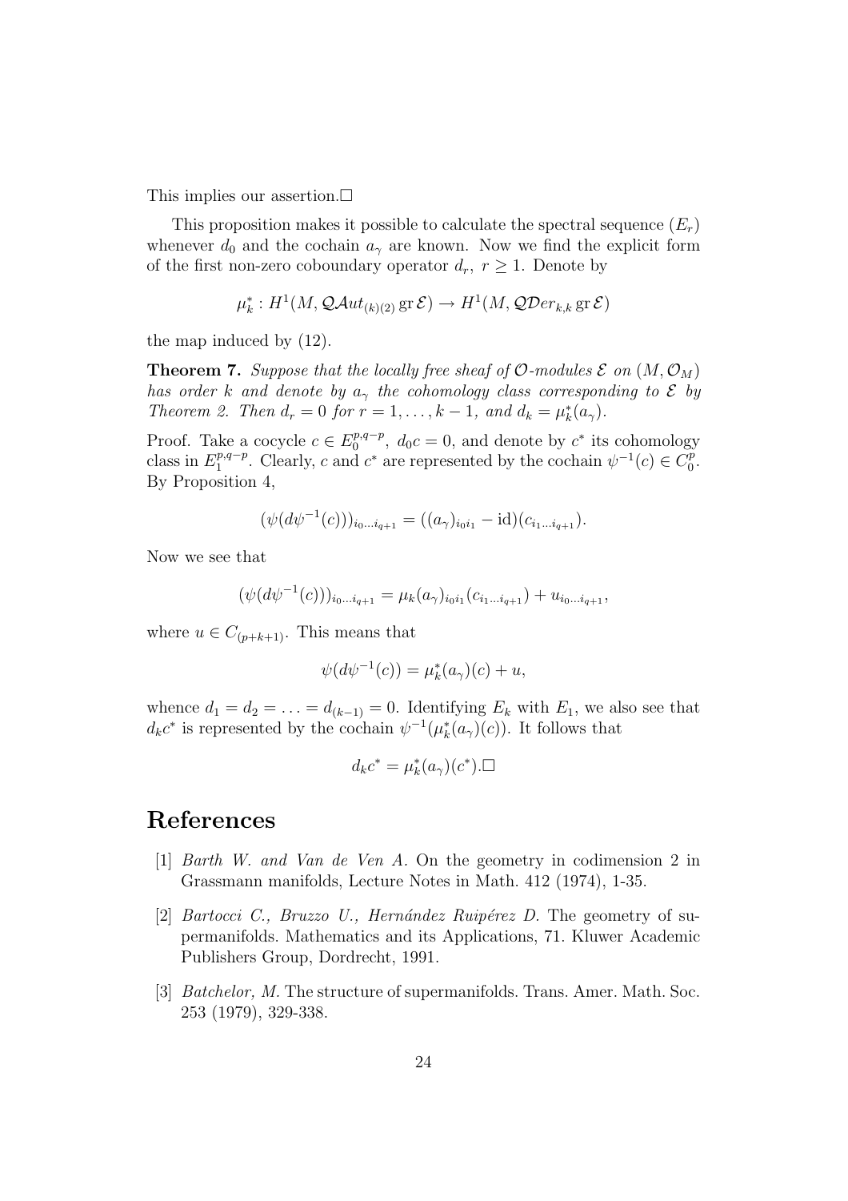This implies our assertion.□

This proposition makes it possible to calculate the spectral sequence $(E_r)$ whenever $d_0$ and the cochain $a_\gamma$ are known. Now we find the explicit form of the first non-zero coboundary operator $d_r$, $r \geq 1$. Denote by

$$\mu_k^* : H^1(M, \mathcal{QA}ut_{(k)(2)} \operatorname{gr} \mathcal{E}) \to H^1(M, \mathcal{QD}er_{k,k} \operatorname{gr} \mathcal{E})$$

the map induced by (12).

**Theorem 7.** *Suppose that the locally free sheaf of $\mathcal{O}$-modules $\mathcal{E}$ on $(M, \mathcal{O}_M)$ has order $k$ and denote by $a_\gamma$ the cohomology class corresponding to $\mathcal{E}$ by Theorem 2. Then $d_r = 0$ for $r = 1, \ldots, k-1$, and $d_k = \mu_k^*(a_\gamma)$.*

Proof. Take a cocycle $c \in E_0^{p,q-p}$, $d_0 c = 0$, and denote by $c^*$ its cohomology class in $E_1^{p,q-p}$. Clearly, $c$ and $c^*$ are represented by the cochain $\psi^{-1}(c) \in C_0^p$. By Proposition 4,

$$(\psi(d\psi^{-1}(c)))_{i_0 \ldots i_{q+1}} = ((a_\gamma)_{i_0 i_1} - \mathrm{id})(c_{i_1 \ldots i_{q+1}}).$$

Now we see that

$$(\psi(d\psi^{-1}(c)))_{i_0 \ldots i_{q+1}} = \mu_k(a_\gamma)_{i_0 i_1}(c_{i_1 \ldots i_{q+1}}) + u_{i_0 \ldots i_{q+1}},$$

where $u \in C_{(p+k+1)}$. This means that

$$\psi(d\psi^{-1}(c)) = \mu_k^*(a_\gamma)(c) + u,$$

whence $d_1 = d_2 = \ldots = d_{(k-1)} = 0$. Identifying $E_k$ with $E_1$, we also see that $d_k c^*$ is represented by the cochain $\psi^{-1}(\mu_k^*(a_\gamma)(c))$. It follows that

$$d_k c^* = \mu_k^*(a_\gamma)(c^*).\square$$

# References

[1] *Barth W. and Van de Ven A.* On the geometry in codimension 2 in Grassmann manifolds, Lecture Notes in Math. 412 (1974), 1-35.

[2] *Bartocci C., Bruzzo U., Hernández Ruipérez D.* The geometry of supermanifolds. Mathematics and its Applications, 71. Kluwer Academic Publishers Group, Dordrecht, 1991.

[3] *Batchelor, M.* The structure of supermanifolds. Trans. Amer. Math. Soc. 253 (1979), 329-338.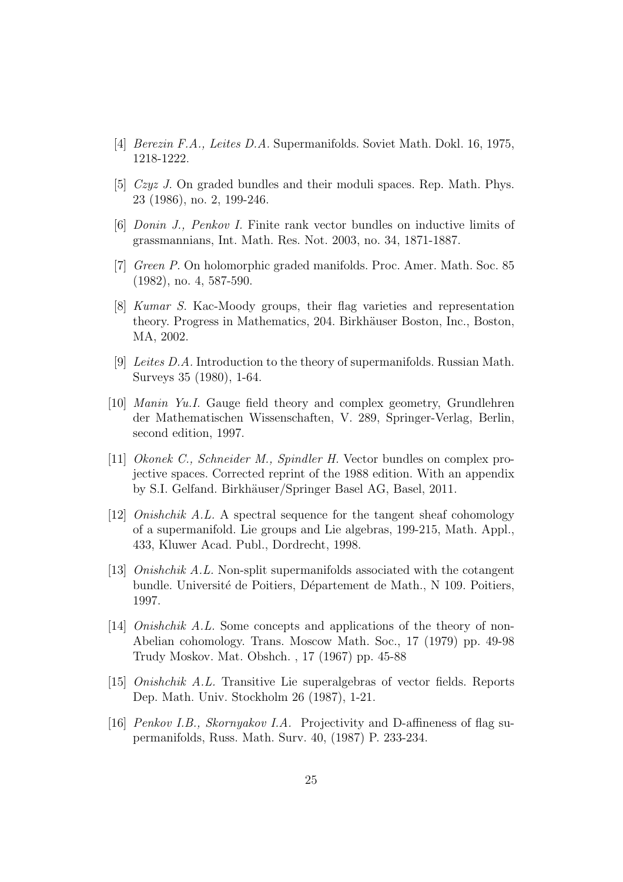[4] *Berezin F.A., Leites D.A.* Supermanifolds. Soviet Math. Dokl. 16, 1975, 1218-1222.

[5] *Czyz J.* On graded bundles and their moduli spaces. Rep. Math. Phys. 23 (1986), no. 2, 199-246.

[6] *Donin J., Penkov I.* Finite rank vector bundles on inductive limits of grassmannians, Int. Math. Res. Not. 2003, no. 34, 1871-1887.

[7] *Green P.* On holomorphic graded manifolds. Proc. Amer. Math. Soc. 85 (1982), no. 4, 587-590.

[8] *Kumar S.* Kac-Moody groups, their flag varieties and representation theory. Progress in Mathematics, 204. Birkhäuser Boston, Inc., Boston, MA, 2002.

[9] *Leites D.A.* Introduction to the theory of supermanifolds. Russian Math. Surveys 35 (1980), 1-64.

[10] *Manin Yu.I.* Gauge field theory and complex geometry, Grundlehren der Mathematischen Wissenschaften, V. 289, Springer-Verlag, Berlin, second edition, 1997.

[11] *Okonek C., Schneider M., Spindler H.* Vector bundles on complex projective spaces. Corrected reprint of the 1988 edition. With an appendix by S.I. Gelfand. Birkhäuser/Springer Basel AG, Basel, 2011.

[12] *Onishchik A.L.* A spectral sequence for the tangent sheaf cohomology of a supermanifold. Lie groups and Lie algebras, 199-215, Math. Appl., 433, Kluwer Acad. Publ., Dordrecht, 1998.

[13] *Onishchik A.L.* Non-split supermanifolds associated with the cotangent bundle. Université de Poitiers, Département de Math., N 109. Poitiers, 1997.

[14] *Onishchik A.L.* Some concepts and applications of the theory of non-Abelian cohomology. Trans. Moscow Math. Soc., 17 (1979) pp. 49-98 Trudy Moskov. Mat. Obshch. , 17 (1967) pp. 45-88

[15] *Onishchik A.L.* Transitive Lie superalgebras of vector fields. Reports Dep. Math. Univ. Stockholm 26 (1987), 1-21.

[16] *Penkov I.B., Skornyakov I.A.* Projectivity and D-affineness of flag supermanifolds, Russ. Math. Surv. 40, (1987) P. 233-234.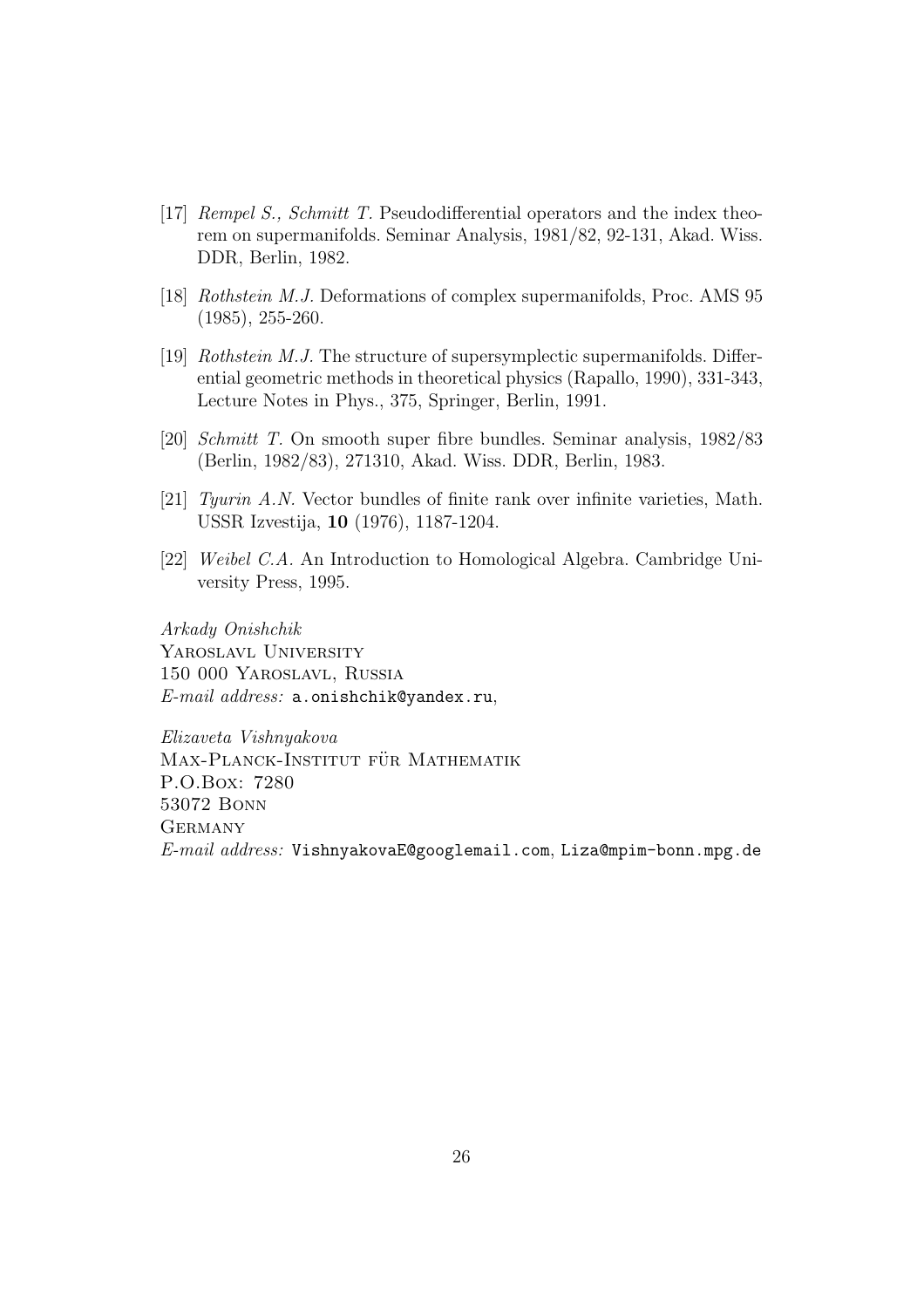[17] *Rempel S., Schmitt T.* Pseudodifferential operators and the index theorem on supermanifolds. Seminar Analysis, 1981/82, 92-131, Akad. Wiss. DDR, Berlin, 1982.

[18] *Rothstein M.J.* Deformations of complex supermanifolds, Proc. AMS 95 (1985), 255-260.

[19] *Rothstein M.J.* The structure of supersymplectic supermanifolds. Differential geometric methods in theoretical physics (Rapallo, 1990), 331-343, Lecture Notes in Phys., 375, Springer, Berlin, 1991.

[20] *Schmitt T.* On smooth super fibre bundles. Seminar analysis, 1982/83 (Berlin, 1982/83), 271310, Akad. Wiss. DDR, Berlin, 1983.

[21] *Tyurin A.N.* Vector bundles of finite rank over infinite varieties, Math. USSR Izvestija, **10** (1976), 1187-1204.

[22] *Weibel C.A.* An Introduction to Homological Algebra. Cambridge University Press, 1995.

*Arkady Onishchik*
Yaroslavl University
150 000 Yaroslavl, Russia
*E-mail address:* `a.onishchik@yandex.ru`,

*Elizaveta Vishnyakova*
Max-Planck-Institut für Mathematik
P.O.Box: 7280
53072 Bonn
Germany
*E-mail address:* `VishnyakovaE@googlemail.com`, `Liza@mpim-bonn.mpg.de`